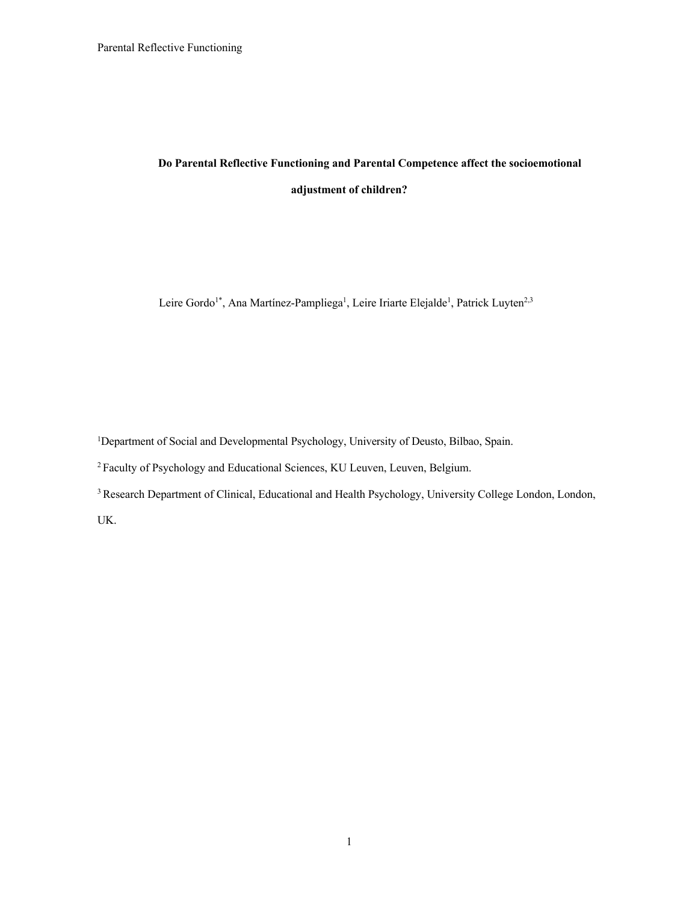# Do Parental Reflective Functioning and Parental Competence affect the socioemotional adjustment of children?

Leire Gordo[1*], Ana Martínez-Pampliega[1], Leire Iriarte Elejalde[1], Patrick Luyten[2,3]

[1]Department of Social and Developmental Psychology, University of Deusto, Bilbao, Spain.

[2] Faculty of Psychology and Educational Sciences, KU Leuven, Leuven, Belgium.

[3] Research Department of Clinical, Educational and Health Psychology, University College London, London, UK.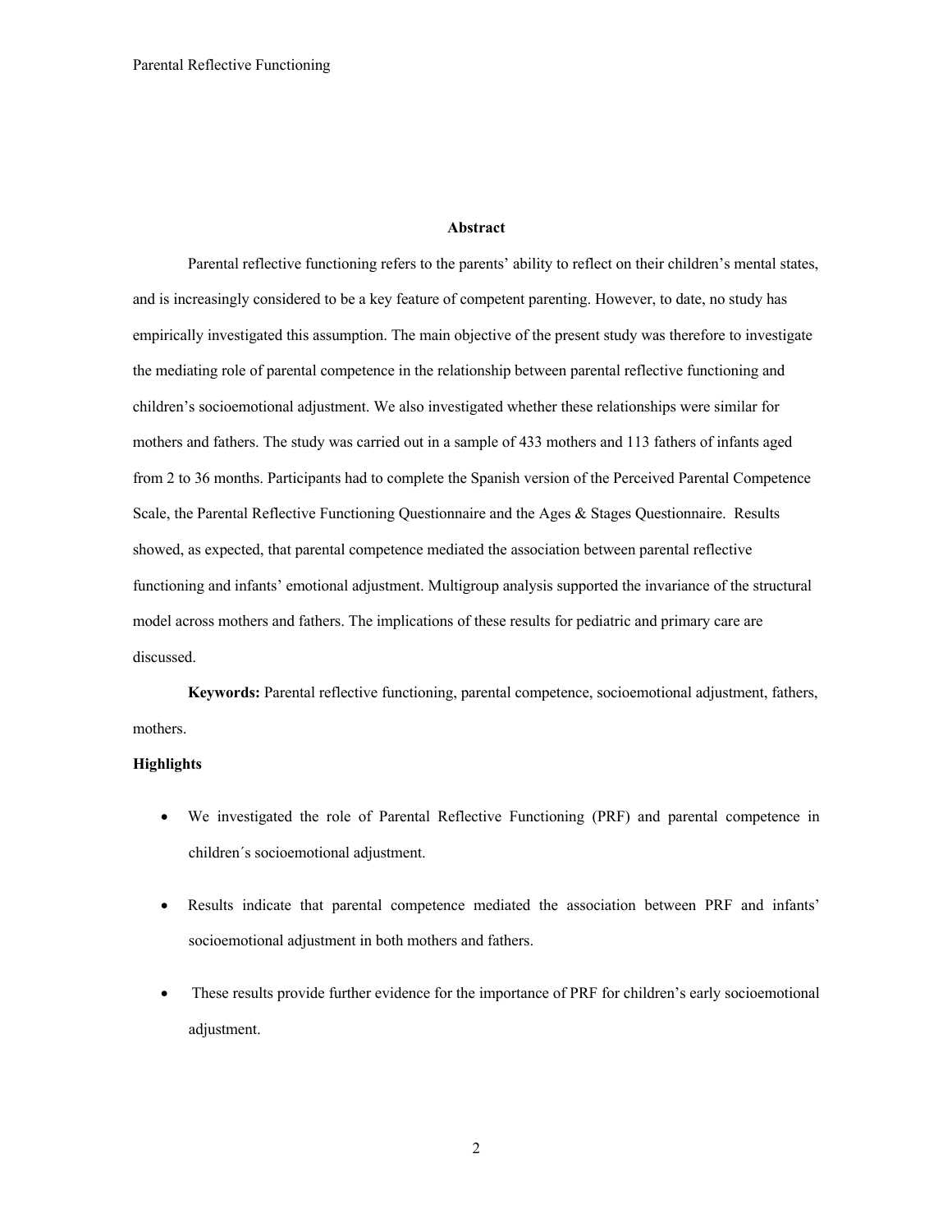## Abstract

Parental reflective functioning refers to the parents' ability to reflect on their children's mental states, and is increasingly considered to be a key feature of competent parenting. However, to date, no study has empirically investigated this assumption. The main objective of the present study was therefore to investigate the mediating role of parental competence in the relationship between parental reflective functioning and children's socioemotional adjustment. We also investigated whether these relationships were similar for mothers and fathers. The study was carried out in a sample of 433 mothers and 113 fathers of infants aged from 2 to 36 months. Participants had to complete the Spanish version of the Perceived Parental Competence Scale, the Parental Reflective Functioning Questionnaire and the Ages & Stages Questionnaire. Results showed, as expected, that parental competence mediated the association between parental reflective functioning and infants' emotional adjustment. Multigroup analysis supported the invariance of the structural model across mothers and fathers. The implications of these results for pediatric and primary care are discussed.

**Keywords:** Parental reflective functioning, parental competence, socioemotional adjustment, fathers, mothers.

**Highlights**

- We investigated the role of Parental Reflective Functioning (PRF) and parental competence in children´s socioemotional adjustment.
- Results indicate that parental competence mediated the association between PRF and infants' socioemotional adjustment in both mothers and fathers.
- These results provide further evidence for the importance of PRF for children's early socioemotional adjustment.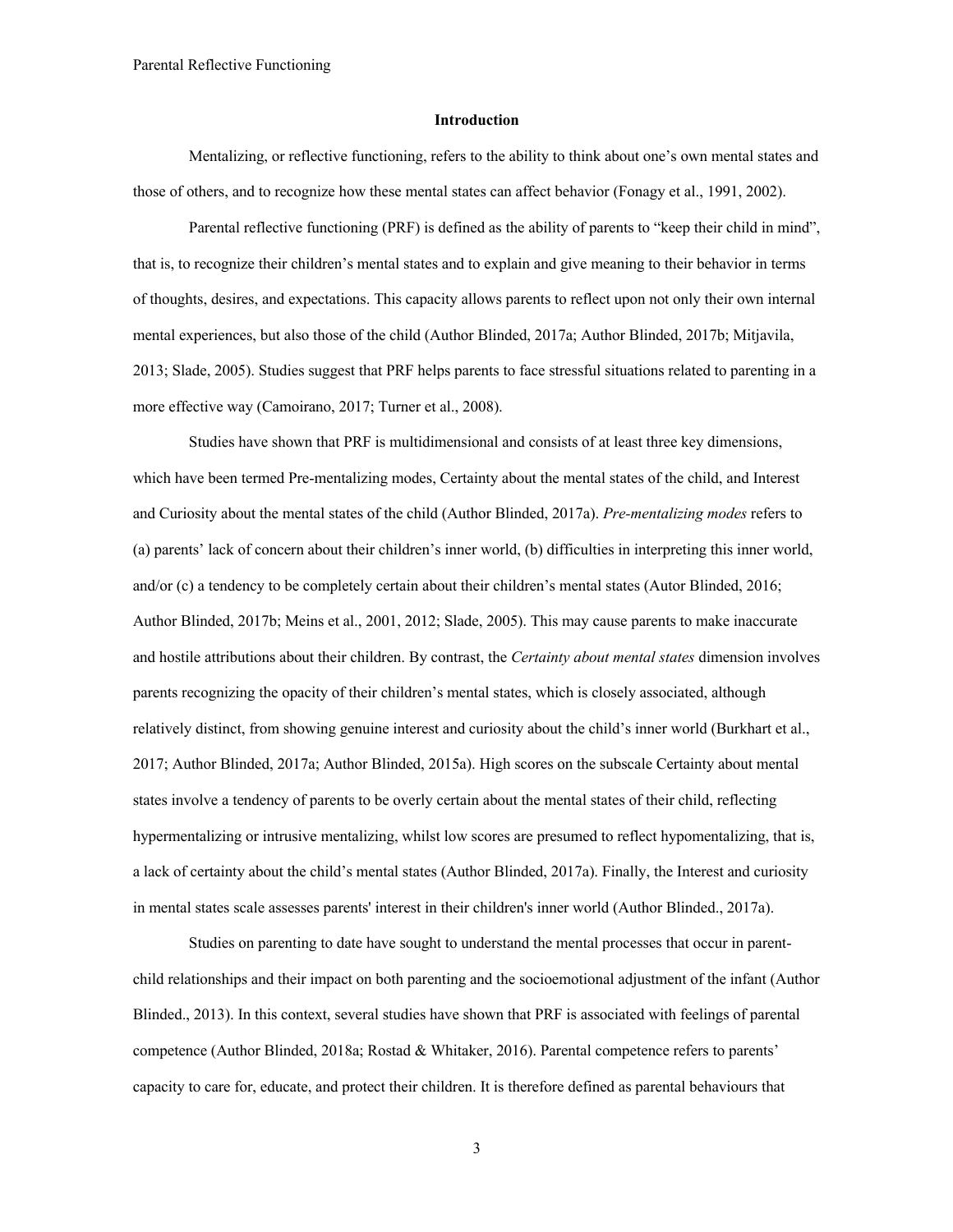## Introduction

Mentalizing, or reflective functioning, refers to the ability to think about one's own mental states and those of others, and to recognize how these mental states can affect behavior (Fonagy et al., 1991, 2002).

Parental reflective functioning (PRF) is defined as the ability of parents to "keep their child in mind", that is, to recognize their children's mental states and to explain and give meaning to their behavior in terms of thoughts, desires, and expectations. This capacity allows parents to reflect upon not only their own internal mental experiences, but also those of the child (Author Blinded, 2017a; Author Blinded, 2017b; Mitjavila, 2013; Slade, 2005). Studies suggest that PRF helps parents to face stressful situations related to parenting in a more effective way (Camoirano, 2017; Turner et al., 2008).

Studies have shown that PRF is multidimensional and consists of at least three key dimensions, which have been termed Pre-mentalizing modes, Certainty about the mental states of the child, and Interest and Curiosity about the mental states of the child (Author Blinded, 2017a). *Pre-mentalizing modes* refers to (a) parents' lack of concern about their children's inner world, (b) difficulties in interpreting this inner world, and/or (c) a tendency to be completely certain about their children's mental states (Autor Blinded, 2016; Author Blinded, 2017b; Meins et al., 2001, 2012; Slade, 2005). This may cause parents to make inaccurate and hostile attributions about their children. By contrast, the *Certainty about mental states* dimension involves parents recognizing the opacity of their children's mental states, which is closely associated, although relatively distinct, from showing genuine interest and curiosity about the child's inner world (Burkhart et al., 2017; Author Blinded, 2017a; Author Blinded, 2015a). High scores on the subscale Certainty about mental states involve a tendency of parents to be overly certain about the mental states of their child, reflecting hypermentalizing or intrusive mentalizing, whilst low scores are presumed to reflect hypomentalizing, that is, a lack of certainty about the child's mental states (Author Blinded, 2017a). Finally, the Interest and curiosity in mental states scale assesses parents' interest in their children's inner world (Author Blinded., 2017a).

Studies on parenting to date have sought to understand the mental processes that occur in parent-child relationships and their impact on both parenting and the socioemotional adjustment of the infant (Author Blinded., 2013). In this context, several studies have shown that PRF is associated with feelings of parental competence (Author Blinded, 2018a; Rostad & Whitaker, 2016). Parental competence refers to parents' capacity to care for, educate, and protect their children. It is therefore defined as parental behaviours that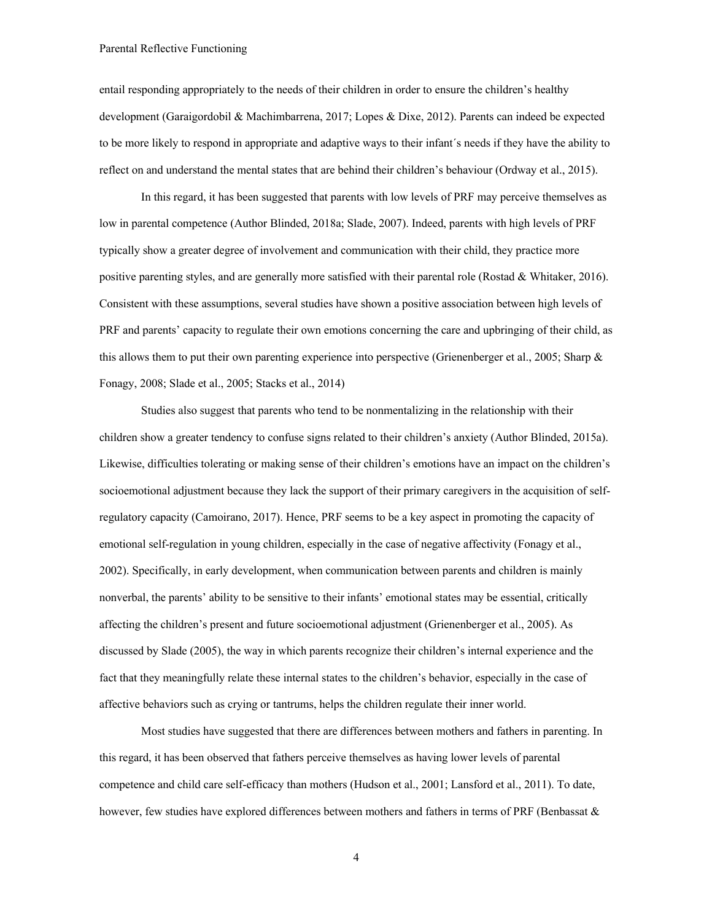entail responding appropriately to the needs of their children in order to ensure the children's healthy development (Garaigordobil & Machimbarrena, 2017; Lopes & Dixe, 2012). Parents can indeed be expected to be more likely to respond in appropriate and adaptive ways to their infant´s needs if they have the ability to reflect on and understand the mental states that are behind their children's behaviour (Ordway et al., 2015).

In this regard, it has been suggested that parents with low levels of PRF may perceive themselves as low in parental competence (Author Blinded, 2018a; Slade, 2007). Indeed, parents with high levels of PRF typically show a greater degree of involvement and communication with their child, they practice more positive parenting styles, and are generally more satisfied with their parental role (Rostad & Whitaker, 2016). Consistent with these assumptions, several studies have shown a positive association between high levels of PRF and parents' capacity to regulate their own emotions concerning the care and upbringing of their child, as this allows them to put their own parenting experience into perspective (Grienenberger et al., 2005; Sharp & Fonagy, 2008; Slade et al., 2005; Stacks et al., 2014)

Studies also suggest that parents who tend to be nonmentalizing in the relationship with their children show a greater tendency to confuse signs related to their children's anxiety (Author Blinded, 2015a). Likewise, difficulties tolerating or making sense of their children's emotions have an impact on the children's socioemotional adjustment because they lack the support of their primary caregivers in the acquisition of self-regulatory capacity (Camoirano, 2017). Hence, PRF seems to be a key aspect in promoting the capacity of emotional self-regulation in young children, especially in the case of negative affectivity (Fonagy et al., 2002). Specifically, in early development, when communication between parents and children is mainly nonverbal, the parents' ability to be sensitive to their infants' emotional states may be essential, critically affecting the children's present and future socioemotional adjustment (Grienenberger et al., 2005). As discussed by Slade (2005), the way in which parents recognize their children's internal experience and the fact that they meaningfully relate these internal states to the children's behavior, especially in the case of affective behaviors such as crying or tantrums, helps the children regulate their inner world.

Most studies have suggested that there are differences between mothers and fathers in parenting. In this regard, it has been observed that fathers perceive themselves as having lower levels of parental competence and child care self-efficacy than mothers (Hudson et al., 2001; Lansford et al., 2011). To date, however, few studies have explored differences between mothers and fathers in terms of PRF (Benbassat &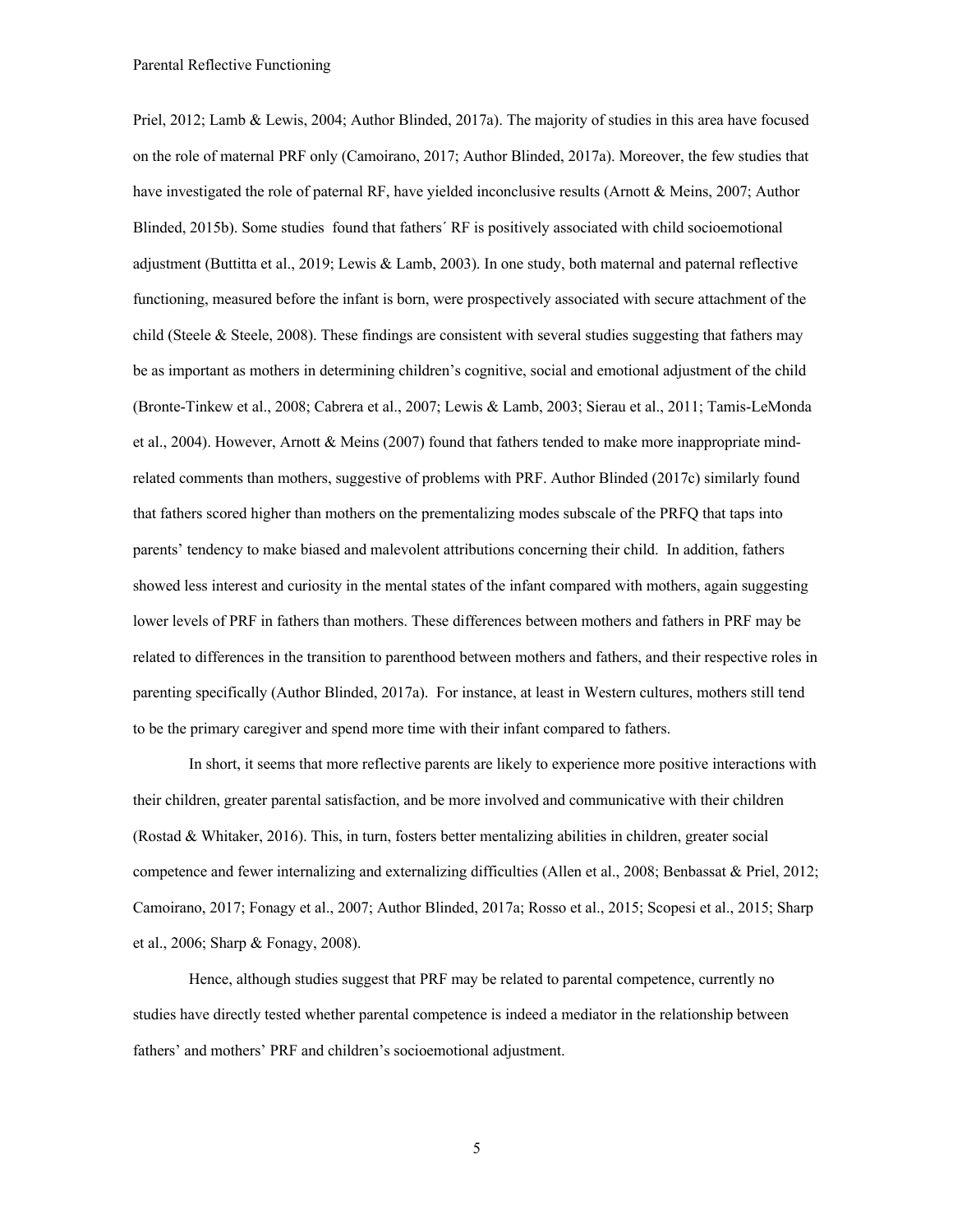Priel, 2012; Lamb & Lewis, 2004; Author Blinded, 2017a). The majority of studies in this area have focused on the role of maternal PRF only (Camoirano, 2017; Author Blinded, 2017a). Moreover, the few studies that have investigated the role of paternal RF, have yielded inconclusive results (Arnott & Meins, 2007; Author Blinded, 2015b). Some studies found that fathers´ RF is positively associated with child socioemotional adjustment (Buttitta et al., 2019; Lewis & Lamb, 2003). In one study, both maternal and paternal reflective functioning, measured before the infant is born, were prospectively associated with secure attachment of the child (Steele & Steele, 2008). These findings are consistent with several studies suggesting that fathers may be as important as mothers in determining children's cognitive, social and emotional adjustment of the child (Bronte-Tinkew et al., 2008; Cabrera et al., 2007; Lewis & Lamb, 2003; Sierau et al., 2011; Tamis-LeMonda et al., 2004). However, Arnott & Meins (2007) found that fathers tended to make more inappropriate mind-related comments than mothers, suggestive of problems with PRF. Author Blinded (2017c) similarly found that fathers scored higher than mothers on the prementalizing modes subscale of the PRFQ that taps into parents' tendency to make biased and malevolent attributions concerning their child. In addition, fathers showed less interest and curiosity in the mental states of the infant compared with mothers, again suggesting lower levels of PRF in fathers than mothers. These differences between mothers and fathers in PRF may be related to differences in the transition to parenthood between mothers and fathers, and their respective roles in parenting specifically (Author Blinded, 2017a). For instance, at least in Western cultures, mothers still tend to be the primary caregiver and spend more time with their infant compared to fathers.

In short, it seems that more reflective parents are likely to experience more positive interactions with their children, greater parental satisfaction, and be more involved and communicative with their children (Rostad & Whitaker, 2016). This, in turn, fosters better mentalizing abilities in children, greater social competence and fewer internalizing and externalizing difficulties (Allen et al., 2008; Benbassat & Priel, 2012; Camoirano, 2017; Fonagy et al., 2007; Author Blinded, 2017a; Rosso et al., 2015; Scopesi et al., 2015; Sharp et al., 2006; Sharp & Fonagy, 2008).

Hence, although studies suggest that PRF may be related to parental competence, currently no studies have directly tested whether parental competence is indeed a mediator in the relationship between fathers' and mothers' PRF and children's socioemotional adjustment.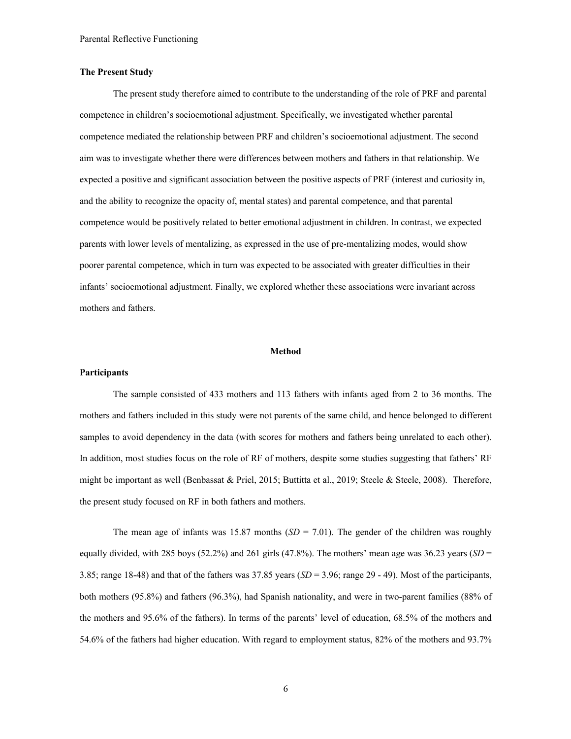**The Present Study**

The present study therefore aimed to contribute to the understanding of the role of PRF and parental competence in children's socioemotional adjustment. Specifically, we investigated whether parental competence mediated the relationship between PRF and children's socioemotional adjustment. The second aim was to investigate whether there were differences between mothers and fathers in that relationship. We expected a positive and significant association between the positive aspects of PRF (interest and curiosity in, and the ability to recognize the opacity of, mental states) and parental competence, and that parental competence would be positively related to better emotional adjustment in children. In contrast, we expected parents with lower levels of mentalizing, as expressed in the use of pre-mentalizing modes, would show poorer parental competence, which in turn was expected to be associated with greater difficulties in their infants' socioemotional adjustment. Finally, we explored whether these associations were invariant across mothers and fathers.

## Method

**Participants**

The sample consisted of 433 mothers and 113 fathers with infants aged from 2 to 36 months. The mothers and fathers included in this study were not parents of the same child, and hence belonged to different samples to avoid dependency in the data (with scores for mothers and fathers being unrelated to each other). In addition, most studies focus on the role of RF of mothers, despite some studies suggesting that fathers' RF might be important as well (Benbassat & Priel, 2015; Buttitta et al., 2019; Steele & Steele, 2008). Therefore, the present study focused on RF in both fathers and mothers.

The mean age of infants was 15.87 months (*SD* = 7.01). The gender of the children was roughly equally divided, with 285 boys (52.2%) and 261 girls (47.8%). The mothers' mean age was 36.23 years (*SD* = 3.85; range 18-48) and that of the fathers was 37.85 years (*SD* = 3.96; range 29 - 49). Most of the participants, both mothers (95.8%) and fathers (96.3%), had Spanish nationality, and were in two-parent families (88% of the mothers and 95.6% of the fathers). In terms of the parents' level of education, 68.5% of the mothers and 54.6% of the fathers had higher education. With regard to employment status, 82% of the mothers and 93.7%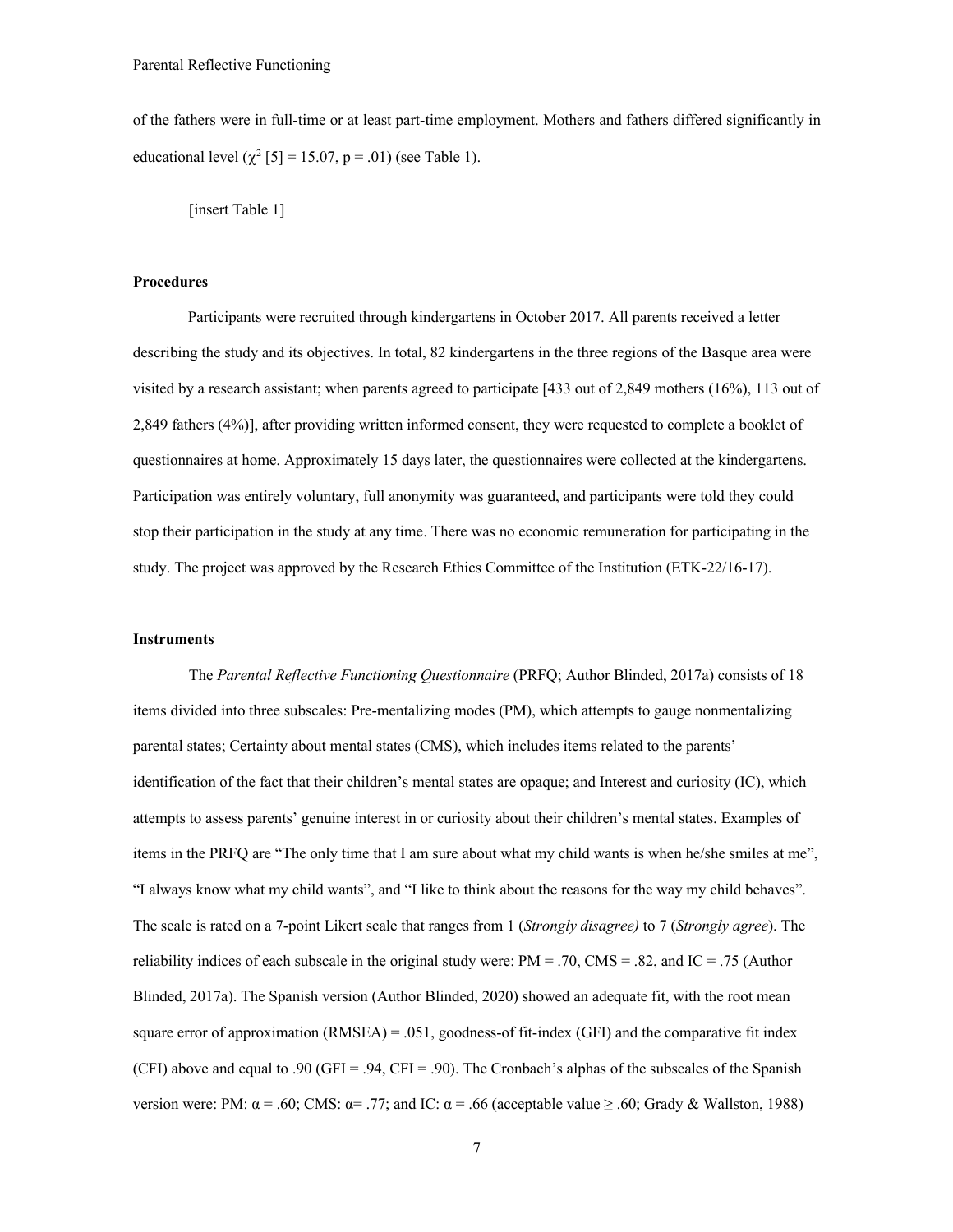of the fathers were in full-time or at least part-time employment. Mothers and fathers differed significantly in educational level ($\chi^2$ [5] = 15.07, p = .01) (see Table 1).

[insert Table 1]

## Procedures

Participants were recruited through kindergartens in October 2017. All parents received a letter describing the study and its objectives. In total, 82 kindergartens in the three regions of the Basque area were visited by a research assistant; when parents agreed to participate [433 out of 2,849 mothers (16%), 113 out of 2,849 fathers (4%)], after providing written informed consent, they were requested to complete a booklet of questionnaires at home. Approximately 15 days later, the questionnaires were collected at the kindergartens. Participation was entirely voluntary, full anonymity was guaranteed, and participants were told they could stop their participation in the study at any time. There was no economic remuneration for participating in the study. The project was approved by the Research Ethics Committee of the Institution (ETK-22/16-17).

## Instruments

The *Parental Reflective Functioning Questionnaire* (PRFQ; Author Blinded, 2017a) consists of 18 items divided into three subscales: Pre-mentalizing modes (PM), which attempts to gauge nonmentalizing parental states; Certainty about mental states (CMS), which includes items related to the parents' identification of the fact that their children's mental states are opaque; and Interest and curiosity (IC), which attempts to assess parents' genuine interest in or curiosity about their children's mental states. Examples of items in the PRFQ are "The only time that I am sure about what my child wants is when he/she smiles at me", "I always know what my child wants", and "I like to think about the reasons for the way my child behaves". The scale is rated on a 7-point Likert scale that ranges from 1 (*Strongly disagree)* to 7 (*Strongly agree*). The reliability indices of each subscale in the original study were: PM = .70, CMS = .82, and IC = .75 (Author Blinded, 2017a). The Spanish version (Author Blinded, 2020) showed an adequate fit, with the root mean square error of approximation (RMSEA) = .051, goodness-of fit-index (GFI) and the comparative fit index (CFI) above and equal to .90 (GFI = .94, CFI = .90). The Cronbach's alphas of the subscales of the Spanish version were: PM: $\alpha$ = .60; CMS: $\alpha$= .77; and IC: $\alpha$ = .66 (acceptable value $\geq$ .60; Grady & Wallston, 1988)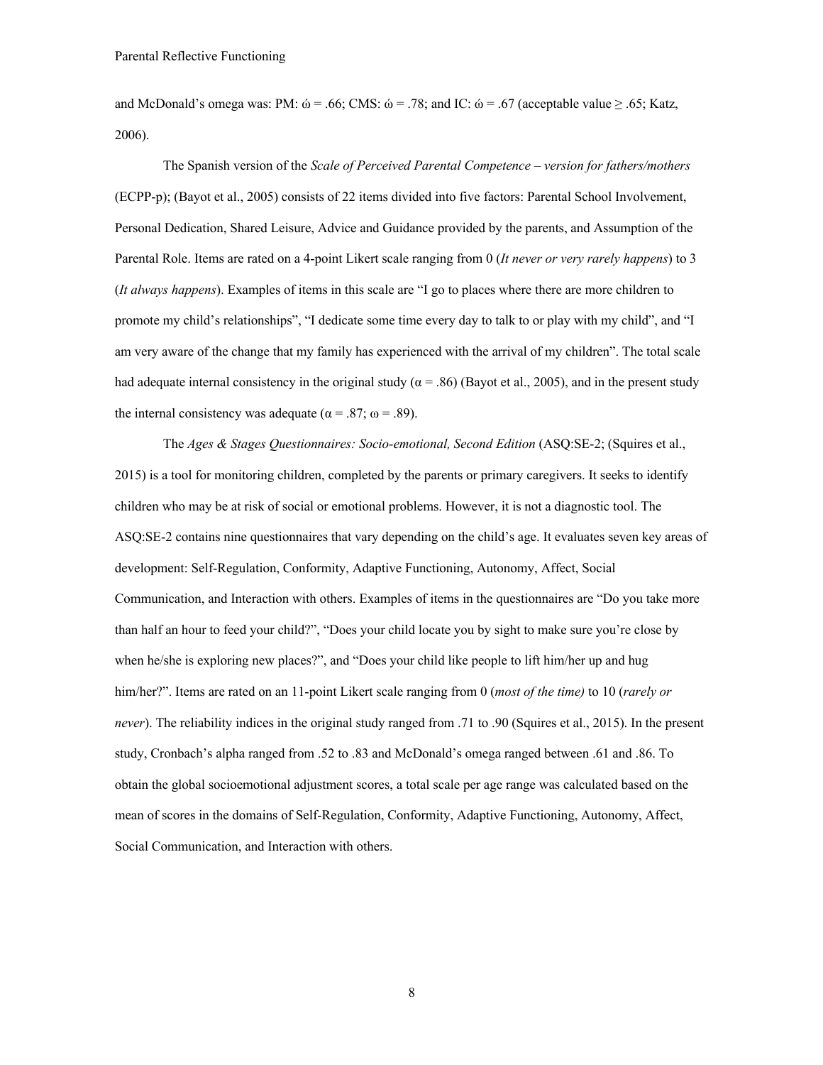and McDonald's omega was: PM: ώ = .66; CMS: ώ = .78; and IC: ώ = .67 (acceptable value ≥ .65; Katz, 2006).

The Spanish version of the *Scale of Perceived Parental Competence – version for fathers/mothers* (ECPP-p); (Bayot et al., 2005) consists of 22 items divided into five factors: Parental School Involvement, Personal Dedication, Shared Leisure, Advice and Guidance provided by the parents, and Assumption of the Parental Role. Items are rated on a 4-point Likert scale ranging from 0 (*It never or very rarely happens*) to 3 (*It always happens*). Examples of items in this scale are "I go to places where there are more children to promote my child's relationships", "I dedicate some time every day to talk to or play with my child", and "I am very aware of the change that my family has experienced with the arrival of my children". The total scale had adequate internal consistency in the original study (α = .86) (Bayot et al., 2005), and in the present study the internal consistency was adequate (α = .87; ω = .89).

The *Ages & Stages Questionnaires: Socio-emotional, Second Edition* (ASQ:SE-2; (Squires et al., 2015) is a tool for monitoring children, completed by the parents or primary caregivers. It seeks to identify children who may be at risk of social or emotional problems. However, it is not a diagnostic tool. The ASQ:SE-2 contains nine questionnaires that vary depending on the child's age. It evaluates seven key areas of development: Self-Regulation, Conformity, Adaptive Functioning, Autonomy, Affect, Social Communication, and Interaction with others. Examples of items in the questionnaires are "Do you take more than half an hour to feed your child?", "Does your child locate you by sight to make sure you're close by when he/she is exploring new places?", and "Does your child like people to lift him/her up and hug him/her?". Items are rated on an 11-point Likert scale ranging from 0 (*most of the time)* to 10 (*rarely or never*). The reliability indices in the original study ranged from .71 to .90 (Squires et al., 2015). In the present study, Cronbach's alpha ranged from .52 to .83 and McDonald's omega ranged between .61 and .86. To obtain the global socioemotional adjustment scores, a total scale per age range was calculated based on the mean of scores in the domains of Self-Regulation, Conformity, Adaptive Functioning, Autonomy, Affect, Social Communication, and Interaction with others.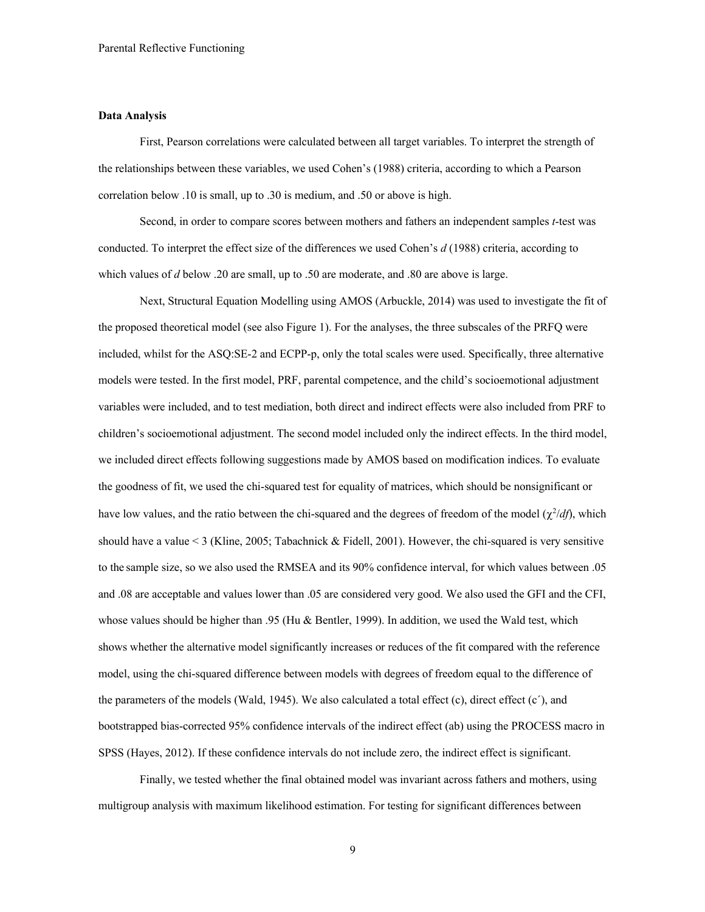**Data Analysis**

First, Pearson correlations were calculated between all target variables. To interpret the strength of the relationships between these variables, we used Cohen's (1988) criteria, according to which a Pearson correlation below .10 is small, up to .30 is medium, and .50 or above is high.

Second, in order to compare scores between mothers and fathers an independent samples *t*-test was conducted. To interpret the effect size of the differences we used Cohen's *d* (1988) criteria, according to which values of *d* below .20 are small, up to .50 are moderate, and .80 are above is large.

Next, Structural Equation Modelling using AMOS (Arbuckle, 2014) was used to investigate the fit of the proposed theoretical model (see also Figure 1). For the analyses, the three subscales of the PRFQ were included, whilst for the ASQ:SE-2 and ECPP-p, only the total scales were used. Specifically, three alternative models were tested. In the first model, PRF, parental competence, and the child's socioemotional adjustment variables were included, and to test mediation, both direct and indirect effects were also included from PRF to children's socioemotional adjustment. The second model included only the indirect effects. In the third model, we included direct effects following suggestions made by AMOS based on modification indices. To evaluate the goodness of fit, we used the chi-squared test for equality of matrices, which should be nonsignificant or have low values, and the ratio between the chi-squared and the degrees of freedom of the model ($\chi^2/df$), which should have a value < 3 (Kline, 2005; Tabachnick & Fidell, 2001). However, the chi-squared is very sensitive to the sample size, so we also used the RMSEA and its 90% confidence interval, for which values between .05 and .08 are acceptable and values lower than .05 are considered very good. We also used the GFI and the CFI, whose values should be higher than .95 (Hu & Bentler, 1999). In addition, we used the Wald test, which shows whether the alternative model significantly increases or reduces of the fit compared with the reference model, using the chi-squared difference between models with degrees of freedom equal to the difference of the parameters of the models (Wald, 1945). We also calculated a total effect (c), direct effect (c´), and bootstrapped bias-corrected 95% confidence intervals of the indirect effect (ab) using the PROCESS macro in SPSS (Hayes, 2012). If these confidence intervals do not include zero, the indirect effect is significant.

Finally, we tested whether the final obtained model was invariant across fathers and mothers, using multigroup analysis with maximum likelihood estimation. For testing for significant differences between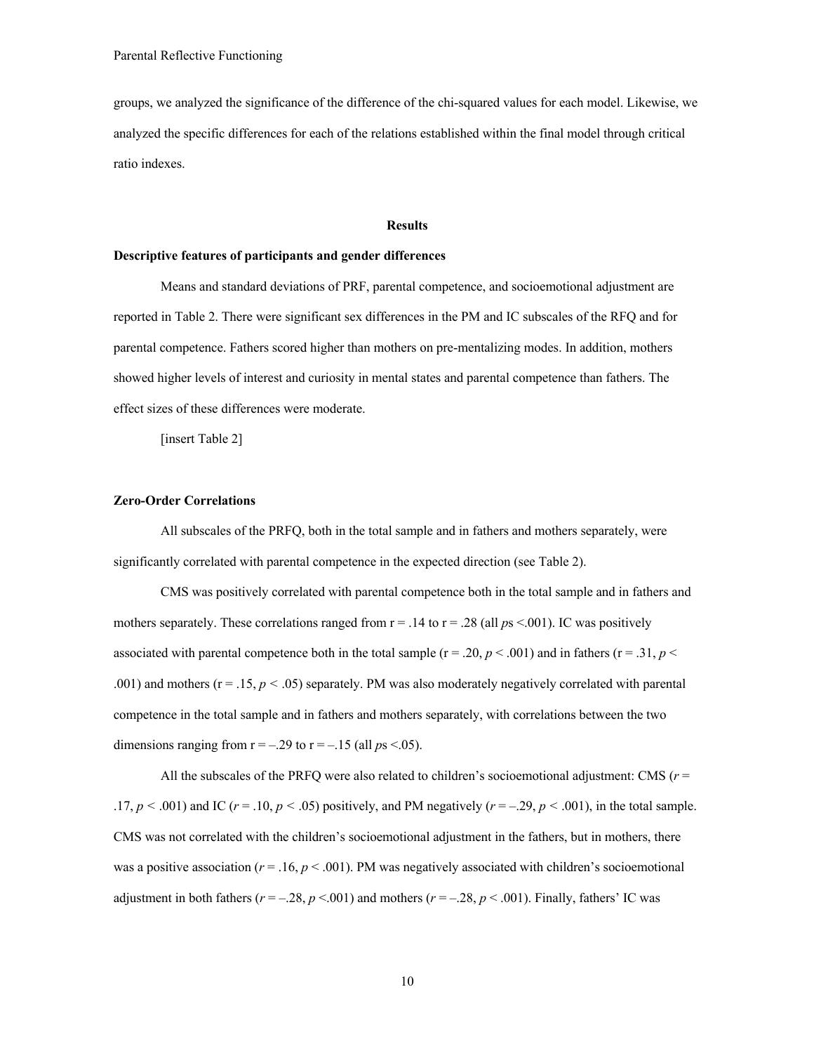groups, we analyzed the significance of the difference of the chi-squared values for each model. Likewise, we analyzed the specific differences for each of the relations established within the final model through critical ratio indexes.

## Results

### Descriptive features of participants and gender differences

Means and standard deviations of PRF, parental competence, and socioemotional adjustment are reported in Table 2. There were significant sex differences in the PM and IC subscales of the RFQ and for parental competence. Fathers scored higher than mothers on pre-mentalizing modes. In addition, mothers showed higher levels of interest and curiosity in mental states and parental competence than fathers. The effect sizes of these differences were moderate.

[insert Table 2]

### Zero-Order Correlations

All subscales of the PRFQ, both in the total sample and in fathers and mothers separately, were significantly correlated with parental competence in the expected direction (see Table 2).

CMS was positively correlated with parental competence both in the total sample and in fathers and mothers separately. These correlations ranged from r = .14 to r = .28 (all *p*s <.001). IC was positively associated with parental competence both in the total sample (r = .20, $p < .001$) and in fathers (r = .31, $p < .001$) and mothers (r = .15, $p < .05$) separately. PM was also moderately negatively correlated with parental competence in the total sample and in fathers and mothers separately, with correlations between the two dimensions ranging from r = –.29 to r = –.15 (all *p*s <.05).

All the subscales of the PRFQ were also related to children's socioemotional adjustment: CMS ($r = .17$, $p < .001$) and IC ($r = .10$, $p < .05$) positively, and PM negatively ($r = –.29$, $p < .001$), in the total sample. CMS was not correlated with the children's socioemotional adjustment in the fathers, but in mothers, there was a positive association ($r = .16$, $p < .001$). PM was negatively associated with children's socioemotional adjustment in both fathers ($r = –.28$, $p <.001$) and mothers ($r = –.28$, $p < .001$). Finally, fathers' IC was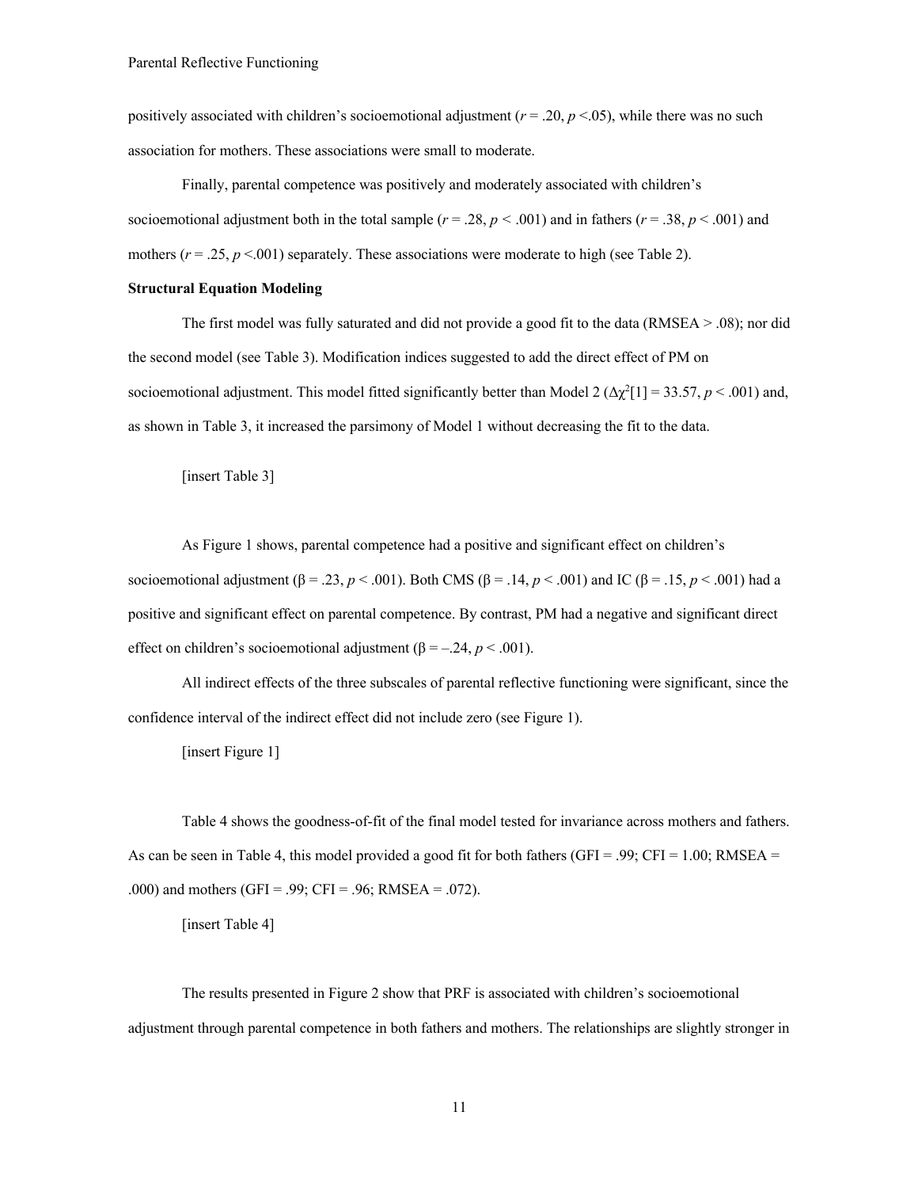positively associated with children's socioemotional adjustment (*r* = .20, $p$ <.05), while there was no such association for mothers. These associations were small to moderate.

Finally, parental competence was positively and moderately associated with children's socioemotional adjustment both in the total sample (*r* = .28, $p$ < .001) and in fathers (*r* = .38, $p$ < .001) and mothers (*r* = .25, $p$ <.001) separately. These associations were moderate to high (see Table 2).

**Structural Equation Modeling**

The first model was fully saturated and did not provide a good fit to the data (RMSEA > .08); nor did the second model (see Table 3). Modification indices suggested to add the direct effect of PM on socioemotional adjustment. This model fitted significantly better than Model 2 ($\Delta\chi^2[1]$ = 33.57, $p$ < .001) and, as shown in Table 3, it increased the parsimony of Model 1 without decreasing the fit to the data.

[insert Table 3]

As Figure 1 shows, parental competence had a positive and significant effect on children's socioemotional adjustment (β = .23, $p$ < .001). Both CMS (β = .14, $p$ < .001) and IC (β = .15, $p$ < .001) had a positive and significant effect on parental competence. By contrast, PM had a negative and significant direct effect on children's socioemotional adjustment (β = –.24, $p$ < .001).

All indirect effects of the three subscales of parental reflective functioning were significant, since the confidence interval of the indirect effect did not include zero (see Figure 1).

[insert Figure 1]

Table 4 shows the goodness-of-fit of the final model tested for invariance across mothers and fathers. As can be seen in Table 4, this model provided a good fit for both fathers (GFI = .99; CFI = 1.00; RMSEA = .000) and mothers (GFI = .99; CFI = .96; RMSEA = .072).

[insert Table 4]

The results presented in Figure 2 show that PRF is associated with children's socioemotional adjustment through parental competence in both fathers and mothers. The relationships are slightly stronger in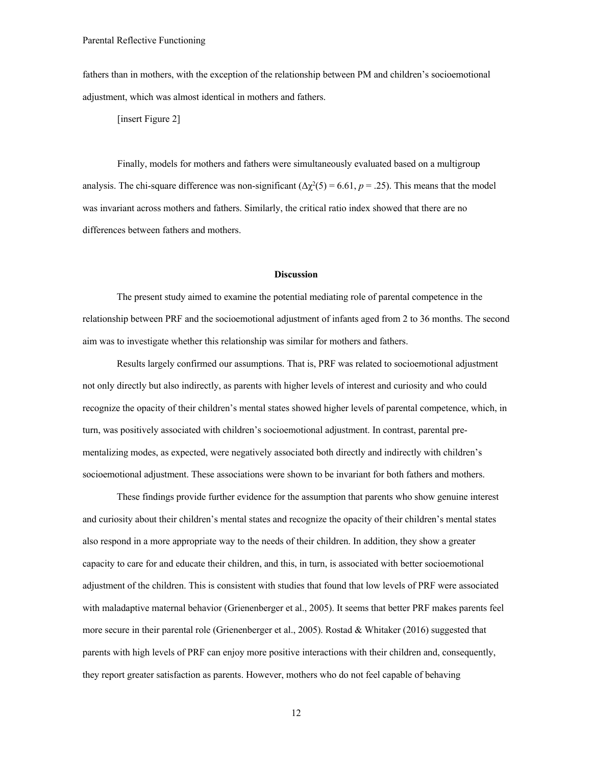fathers than in mothers, with the exception of the relationship between PM and children's socioemotional adjustment, which was almost identical in mothers and fathers.

[insert Figure 2]

Finally, models for mothers and fathers were simultaneously evaluated based on a multigroup analysis. The chi-square difference was non-significant ($\Delta\chi^2(5) = 6.61$, $p = .25$). This means that the model was invariant across mothers and fathers. Similarly, the critical ratio index showed that there are no differences between fathers and mothers.

## Discussion

The present study aimed to examine the potential mediating role of parental competence in the relationship between PRF and the socioemotional adjustment of infants aged from 2 to 36 months. The second aim was to investigate whether this relationship was similar for mothers and fathers.

Results largely confirmed our assumptions. That is, PRF was related to socioemotional adjustment not only directly but also indirectly, as parents with higher levels of interest and curiosity and who could recognize the opacity of their children's mental states showed higher levels of parental competence, which, in turn, was positively associated with children's socioemotional adjustment. In contrast, parental pre-mentalizing modes, as expected, were negatively associated both directly and indirectly with children's socioemotional adjustment. These associations were shown to be invariant for both fathers and mothers.

These findings provide further evidence for the assumption that parents who show genuine interest and curiosity about their children's mental states and recognize the opacity of their children's mental states also respond in a more appropriate way to the needs of their children. In addition, they show a greater capacity to care for and educate their children, and this, in turn, is associated with better socioemotional adjustment of the children. This is consistent with studies that found that low levels of PRF were associated with maladaptive maternal behavior (Grienenberger et al., 2005). It seems that better PRF makes parents feel more secure in their parental role (Grienenberger et al., 2005). Rostad & Whitaker (2016) suggested that parents with high levels of PRF can enjoy more positive interactions with their children and, consequently, they report greater satisfaction as parents. However, mothers who do not feel capable of behaving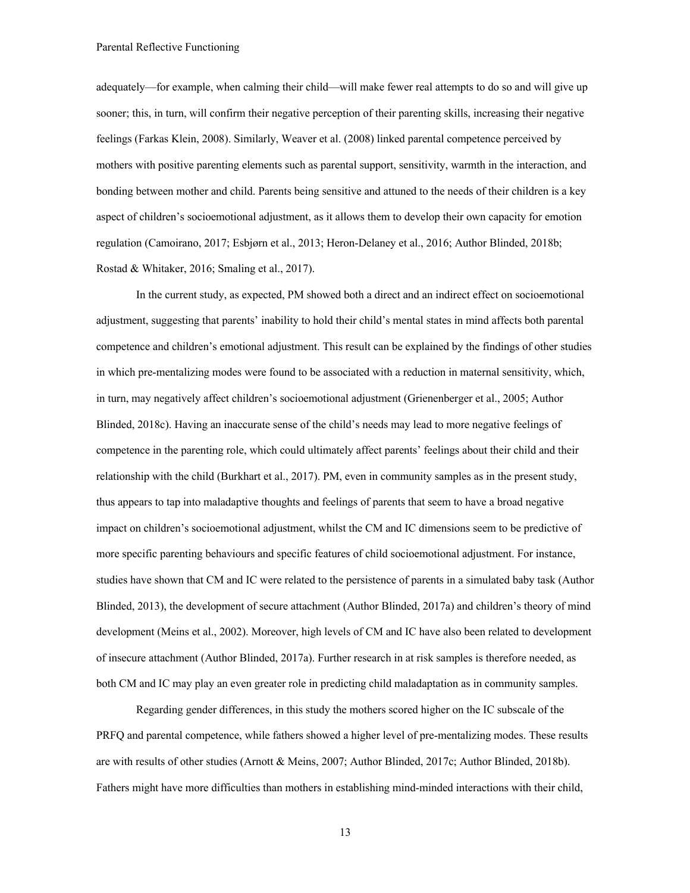adequately—for example, when calming their child—will make fewer real attempts to do so and will give up sooner; this, in turn, will confirm their negative perception of their parenting skills, increasing their negative feelings (Farkas Klein, 2008). Similarly, Weaver et al. (2008) linked parental competence perceived by mothers with positive parenting elements such as parental support, sensitivity, warmth in the interaction, and bonding between mother and child. Parents being sensitive and attuned to the needs of their children is a key aspect of children's socioemotional adjustment, as it allows them to develop their own capacity for emotion regulation (Camoirano, 2017; Esbjørn et al., 2013; Heron-Delaney et al., 2016; Author Blinded, 2018b; Rostad & Whitaker, 2016; Smaling et al., 2017).

In the current study, as expected, PM showed both a direct and an indirect effect on socioemotional adjustment, suggesting that parents' inability to hold their child's mental states in mind affects both parental competence and children's emotional adjustment. This result can be explained by the findings of other studies in which pre-mentalizing modes were found to be associated with a reduction in maternal sensitivity, which, in turn, may negatively affect children's socioemotional adjustment (Grienenberger et al., 2005; Author Blinded, 2018c). Having an inaccurate sense of the child's needs may lead to more negative feelings of competence in the parenting role, which could ultimately affect parents' feelings about their child and their relationship with the child (Burkhart et al., 2017). PM, even in community samples as in the present study, thus appears to tap into maladaptive thoughts and feelings of parents that seem to have a broad negative impact on children's socioemotional adjustment, whilst the CM and IC dimensions seem to be predictive of more specific parenting behaviours and specific features of child socioemotional adjustment. For instance, studies have shown that CM and IC were related to the persistence of parents in a simulated baby task (Author Blinded, 2013), the development of secure attachment (Author Blinded, 2017a) and children's theory of mind development (Meins et al., 2002). Moreover, high levels of CM and IC have also been related to development of insecure attachment (Author Blinded, 2017a). Further research in at risk samples is therefore needed, as both CM and IC may play an even greater role in predicting child maladaptation as in community samples.

Regarding gender differences, in this study the mothers scored higher on the IC subscale of the PRFQ and parental competence, while fathers showed a higher level of pre-mentalizing modes. These results are with results of other studies (Arnott & Meins, 2007; Author Blinded, 2017c; Author Blinded, 2018b). Fathers might have more difficulties than mothers in establishing mind-minded interactions with their child,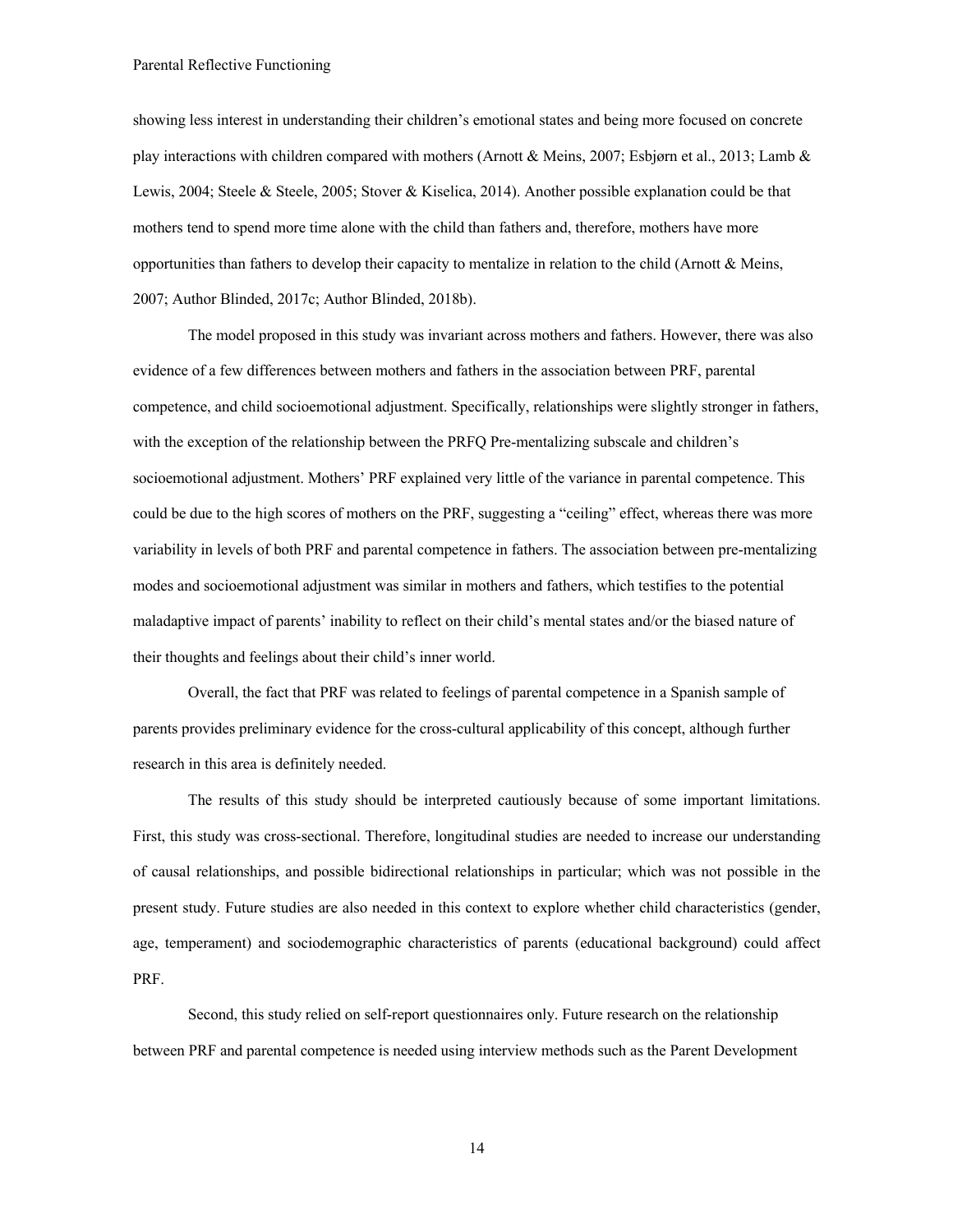showing less interest in understanding their children's emotional states and being more focused on concrete play interactions with children compared with mothers (Arnott & Meins, 2007; Esbjørn et al., 2013; Lamb & Lewis, 2004; Steele & Steele, 2005; Stover & Kiselica, 2014). Another possible explanation could be that mothers tend to spend more time alone with the child than fathers and, therefore, mothers have more opportunities than fathers to develop their capacity to mentalize in relation to the child (Arnott & Meins, 2007; Author Blinded, 2017c; Author Blinded, 2018b).

The model proposed in this study was invariant across mothers and fathers. However, there was also evidence of a few differences between mothers and fathers in the association between PRF, parental competence, and child socioemotional adjustment. Specifically, relationships were slightly stronger in fathers, with the exception of the relationship between the PRFQ Pre-mentalizing subscale and children's socioemotional adjustment. Mothers' PRF explained very little of the variance in parental competence. This could be due to the high scores of mothers on the PRF, suggesting a "ceiling" effect, whereas there was more variability in levels of both PRF and parental competence in fathers. The association between pre-mentalizing modes and socioemotional adjustment was similar in mothers and fathers, which testifies to the potential maladaptive impact of parents' inability to reflect on their child's mental states and/or the biased nature of their thoughts and feelings about their child's inner world.

Overall, the fact that PRF was related to feelings of parental competence in a Spanish sample of parents provides preliminary evidence for the cross-cultural applicability of this concept, although further research in this area is definitely needed.

The results of this study should be interpreted cautiously because of some important limitations. First, this study was cross-sectional. Therefore, longitudinal studies are needed to increase our understanding of causal relationships, and possible bidirectional relationships in particular; which was not possible in the present study. Future studies are also needed in this context to explore whether child characteristics (gender, age, temperament) and sociodemographic characteristics of parents (educational background) could affect PRF.

Second, this study relied on self-report questionnaires only. Future research on the relationship between PRF and parental competence is needed using interview methods such as the Parent Development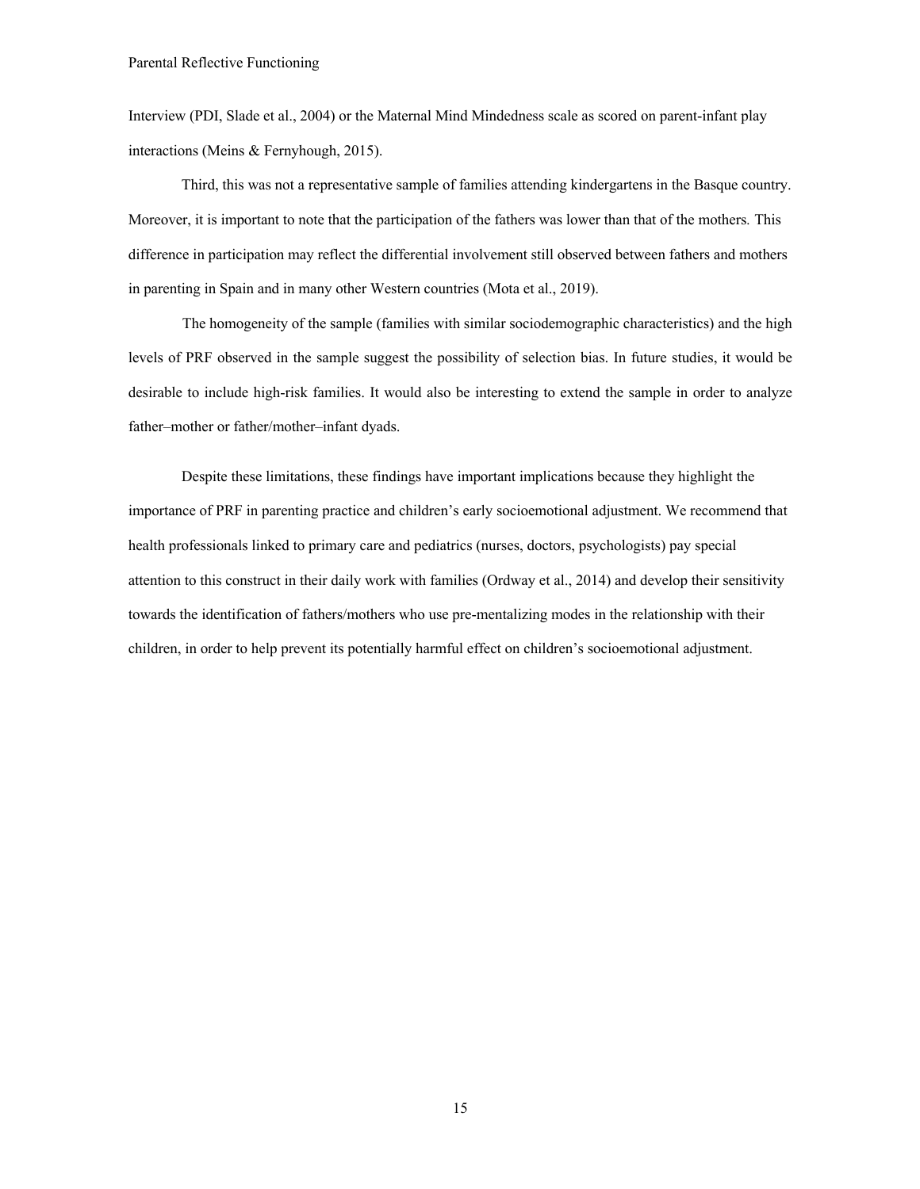Interview (PDI, Slade et al., 2004) or the Maternal Mind Mindedness scale as scored on parent-infant play interactions (Meins & Fernyhough, 2015).

Third, this was not a representative sample of families attending kindergartens in the Basque country. Moreover, it is important to note that the participation of the fathers was lower than that of the mothers. This difference in participation may reflect the differential involvement still observed between fathers and mothers in parenting in Spain and in many other Western countries (Mota et al., 2019).

The homogeneity of the sample (families with similar sociodemographic characteristics) and the high levels of PRF observed in the sample suggest the possibility of selection bias. In future studies, it would be desirable to include high-risk families. It would also be interesting to extend the sample in order to analyze father–mother or father/mother–infant dyads.

Despite these limitations, these findings have important implications because they highlight the importance of PRF in parenting practice and children's early socioemotional adjustment. We recommend that health professionals linked to primary care and pediatrics (nurses, doctors, psychologists) pay special attention to this construct in their daily work with families (Ordway et al., 2014) and develop their sensitivity towards the identification of fathers/mothers who use pre-mentalizing modes in the relationship with their children, in order to help prevent its potentially harmful effect on children's socioemotional adjustment.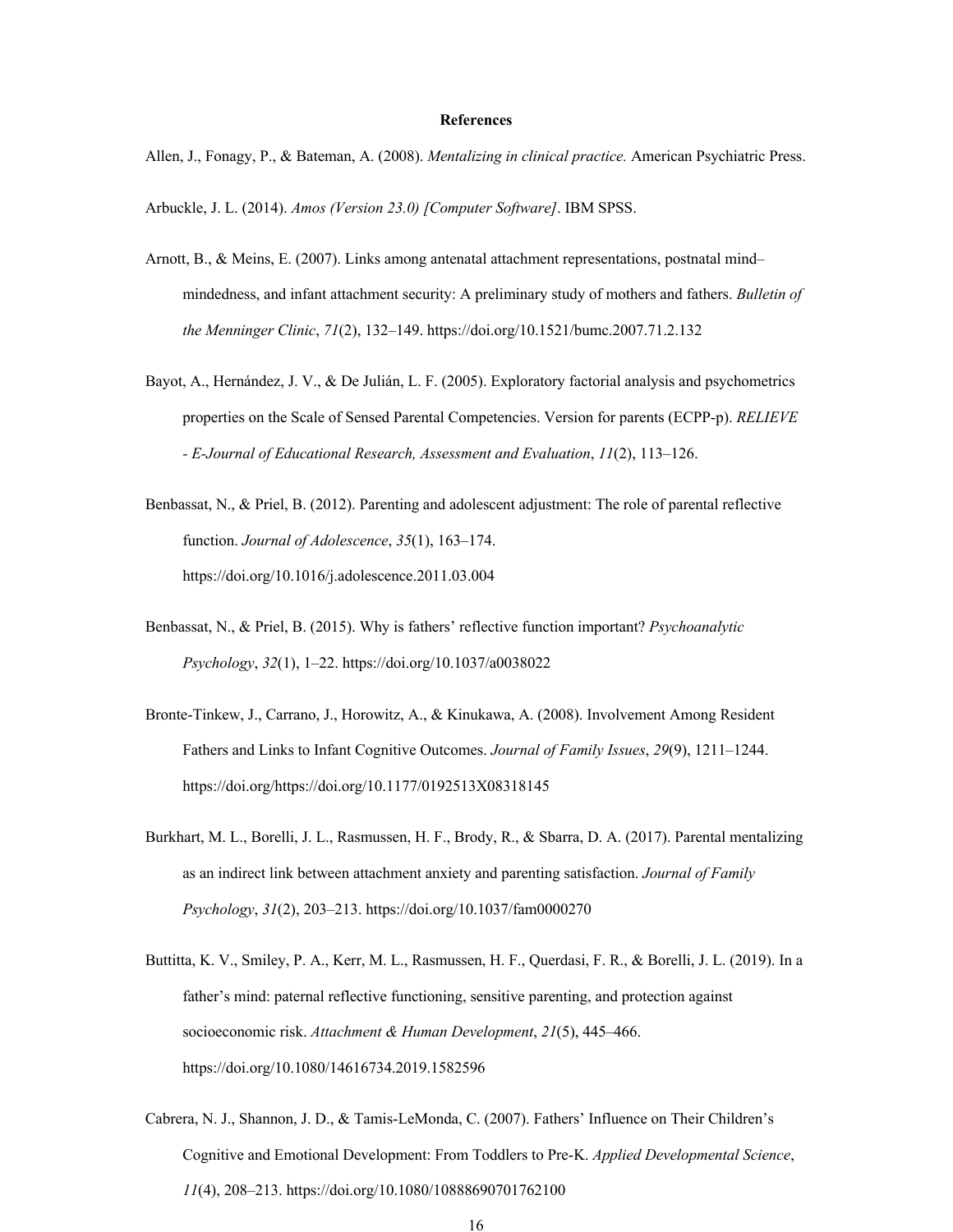# References

Allen, J., Fonagy, P., & Bateman, A. (2008). *Mentalizing in clinical practice.* American Psychiatric Press.

Arbuckle, J. L. (2014). *Amos (Version 23.0) [Computer Software]*. IBM SPSS.

Arnott, B., & Meins, E. (2007). Links among antenatal attachment representations, postnatal mind–mindedness, and infant attachment security: A preliminary study of mothers and fathers. *Bulletin of the Menninger Clinic*, *71*(2), 132–149. https://doi.org/10.1521/bumc.2007.71.2.132

Bayot, A., Hernández, J. V., & De Julián, L. F. (2005). Exploratory factorial analysis and psychometrics properties on the Scale of Sensed Parental Competencies. Version for parents (ECPP-p). *RELIEVE - E-Journal of Educational Research, Assessment and Evaluation*, *11*(2), 113–126.

Benbassat, N., & Priel, B. (2012). Parenting and adolescent adjustment: The role of parental reflective function. *Journal of Adolescence*, *35*(1), 163–174. https://doi.org/10.1016/j.adolescence.2011.03.004

Benbassat, N., & Priel, B. (2015). Why is fathers' reflective function important? *Psychoanalytic Psychology*, *32*(1), 1–22. https://doi.org/10.1037/a0038022

Bronte-Tinkew, J., Carrano, J., Horowitz, A., & Kinukawa, A. (2008). Involvement Among Resident Fathers and Links to Infant Cognitive Outcomes. *Journal of Family Issues*, *29*(9), 1211–1244. https://doi.org/https://doi.org/10.1177/0192513X08318145

Burkhart, M. L., Borelli, J. L., Rasmussen, H. F., Brody, R., & Sbarra, D. A. (2017). Parental mentalizing as an indirect link between attachment anxiety and parenting satisfaction. *Journal of Family Psychology*, *31*(2), 203–213. https://doi.org/10.1037/fam0000270

Buttitta, K. V., Smiley, P. A., Kerr, M. L., Rasmussen, H. F., Querdasi, F. R., & Borelli, J. L. (2019). In a father's mind: paternal reflective functioning, sensitive parenting, and protection against socioeconomic risk. *Attachment & Human Development*, *21*(5), 445–466. https://doi.org/10.1080/14616734.2019.1582596

Cabrera, N. J., Shannon, J. D., & Tamis-LeMonda, C. (2007). Fathers' Influence on Their Children's Cognitive and Emotional Development: From Toddlers to Pre-K. *Applied Developmental Science*, *11*(4), 208–213. https://doi.org/10.1080/10888690701762100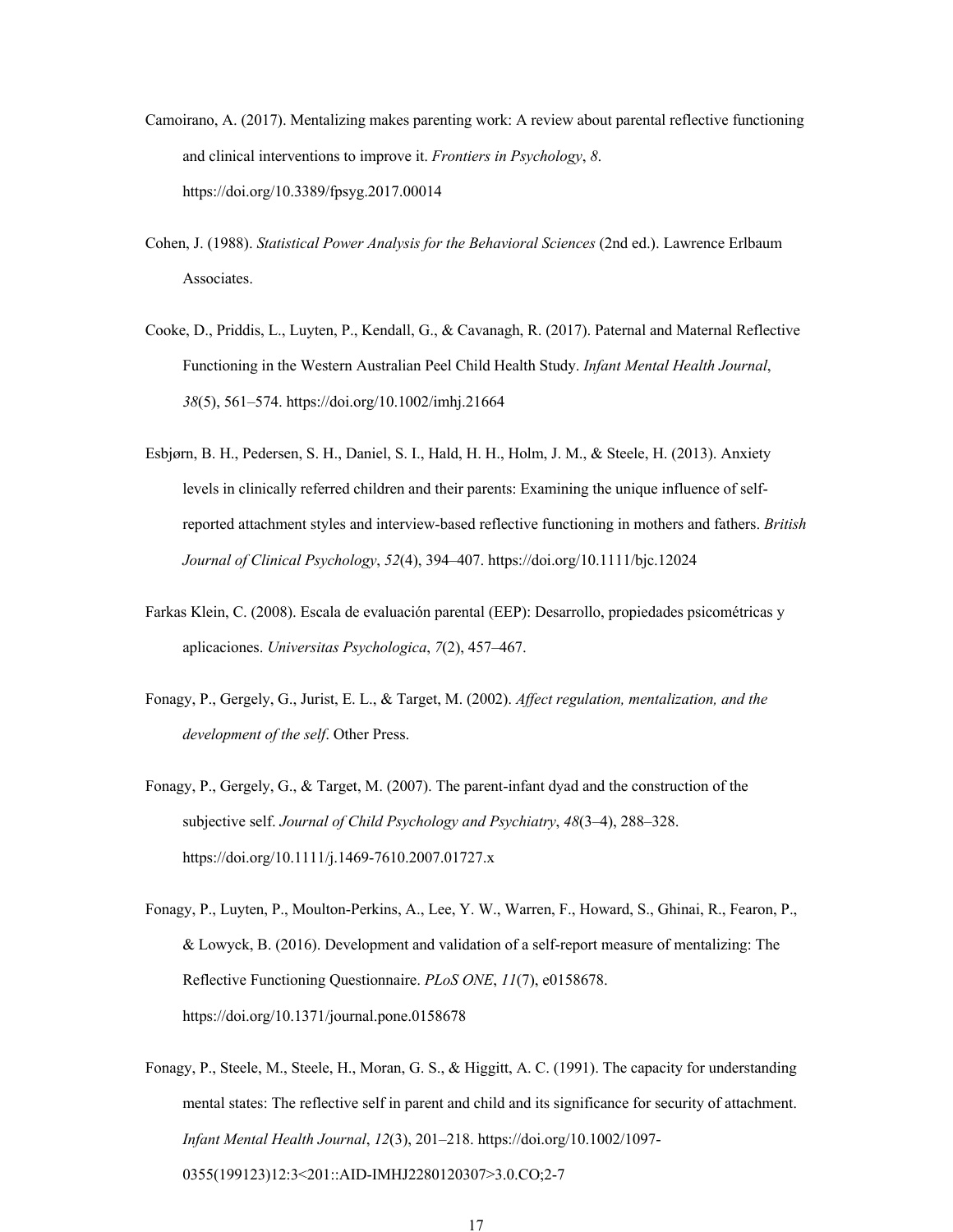Camoirano, A. (2017). Mentalizing makes parenting work: A review about parental reflective functioning and clinical interventions to improve it. *Frontiers in Psychology*, *8*. https://doi.org/10.3389/fpsyg.2017.00014

Cohen, J. (1988). *Statistical Power Analysis for the Behavioral Sciences* (2nd ed.). Lawrence Erlbaum Associates.

Cooke, D., Priddis, L., Luyten, P., Kendall, G., & Cavanagh, R. (2017). Paternal and Maternal Reflective Functioning in the Western Australian Peel Child Health Study. *Infant Mental Health Journal*, *38*(5), 561–574. https://doi.org/10.1002/imhj.21664

Esbjørn, B. H., Pedersen, S. H., Daniel, S. I., Hald, H. H., Holm, J. M., & Steele, H. (2013). Anxiety levels in clinically referred children and their parents: Examining the unique influence of self-reported attachment styles and interview-based reflective functioning in mothers and fathers. *British Journal of Clinical Psychology*, *52*(4), 394–407. https://doi.org/10.1111/bjc.12024

Farkas Klein, C. (2008). Escala de evaluación parental (EEP): Desarrollo, propiedades psicométricas y aplicaciones. *Universitas Psychologica*, *7*(2), 457–467.

Fonagy, P., Gergely, G., Jurist, E. L., & Target, M. (2002). *Affect regulation, mentalization, and the development of the self*. Other Press.

Fonagy, P., Gergely, G., & Target, M. (2007). The parent-infant dyad and the construction of the subjective self. *Journal of Child Psychology and Psychiatry*, *48*(3–4), 288–328. https://doi.org/10.1111/j.1469-7610.2007.01727.x

Fonagy, P., Luyten, P., Moulton-Perkins, A., Lee, Y. W., Warren, F., Howard, S., Ghinai, R., Fearon, P., & Lowyck, B. (2016). Development and validation of a self-report measure of mentalizing: The Reflective Functioning Questionnaire. *PLoS ONE*, *11*(7), e0158678. https://doi.org/10.1371/journal.pone.0158678

Fonagy, P., Steele, M., Steele, H., Moran, G. S., & Higgitt, A. C. (1991). The capacity for understanding mental states: The reflective self in parent and child and its significance for security of attachment. *Infant Mental Health Journal*, *12*(3), 201–218. https://doi.org/10.1002/1097-0355(199123)12:3<201::AID-IMHJ2280120307>3.0.CO;2-7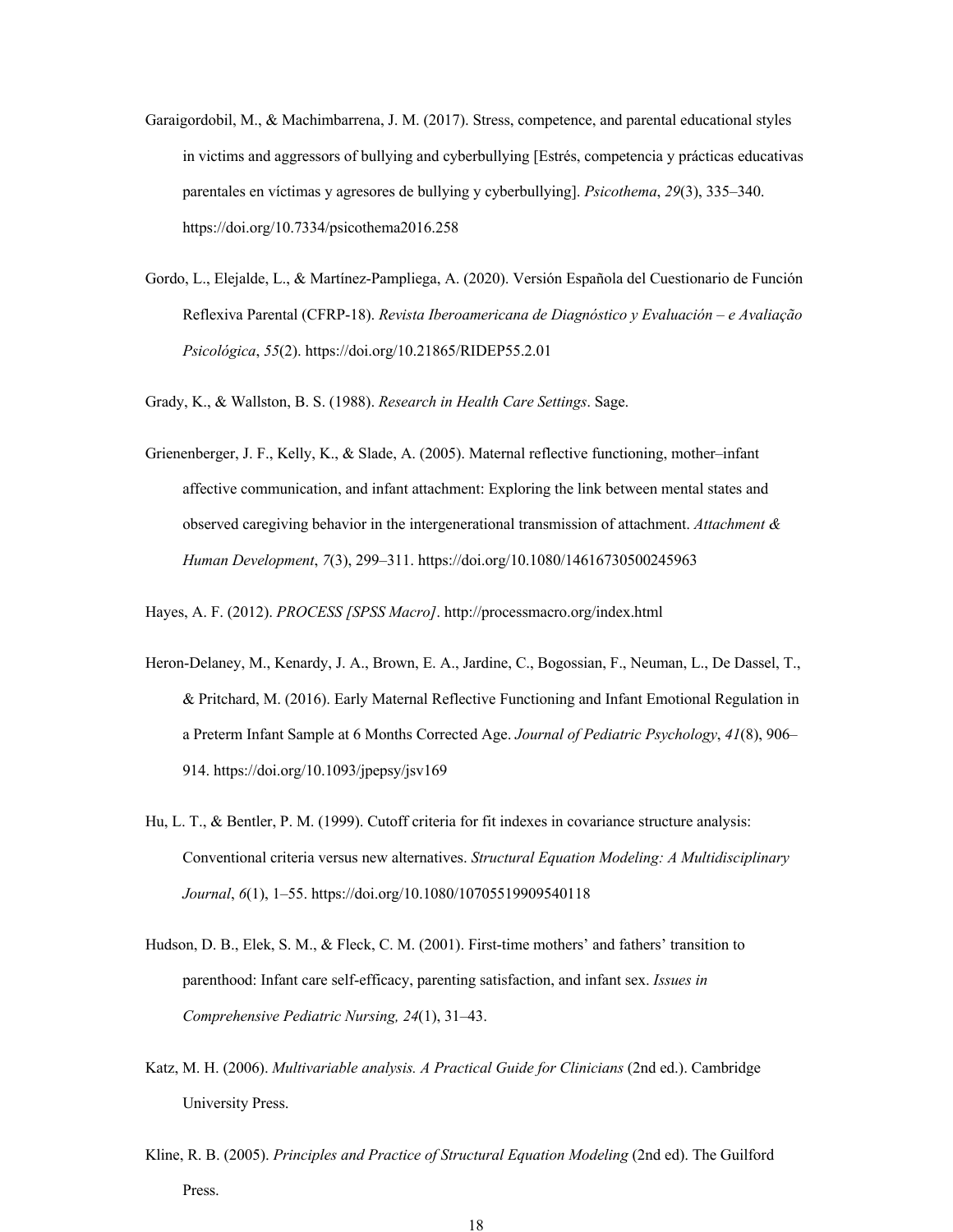Garaigordobil, M., & Machimbarrena, J. M. (2017). Stress, competence, and parental educational styles in victims and aggressors of bullying and cyberbullying [Estrés, competencia y prácticas educativas parentales en víctimas y agresores de bullying y cyberbullying]. *Psicothema*, *29*(3), 335–340. https://doi.org/10.7334/psicothema2016.258

Gordo, L., Elejalde, L., & Martínez-Pampliega, A. (2020). Versión Española del Cuestionario de Función Reflexiva Parental (CFRP-18). *Revista Iberoamericana de Diagnóstico y Evaluación – e Avaliação Psicológica*, *55*(2). https://doi.org/10.21865/RIDEP55.2.01

Grady, K., & Wallston, B. S. (1988). *Research in Health Care Settings*. Sage.

Grienenberger, J. F., Kelly, K., & Slade, A. (2005). Maternal reflective functioning, mother–infant affective communication, and infant attachment: Exploring the link between mental states and observed caregiving behavior in the intergenerational transmission of attachment. *Attachment & Human Development*, *7*(3), 299–311. https://doi.org/10.1080/14616730500245963

Hayes, A. F. (2012). *PROCESS [SPSS Macro]*. http://processmacro.org/index.html

Heron-Delaney, M., Kenardy, J. A., Brown, E. A., Jardine, C., Bogossian, F., Neuman, L., De Dassel, T., & Pritchard, M. (2016). Early Maternal Reflective Functioning and Infant Emotional Regulation in a Preterm Infant Sample at 6 Months Corrected Age. *Journal of Pediatric Psychology*, *41*(8), 906–914. https://doi.org/10.1093/jpepsy/jsv169

Hu, L. T., & Bentler, P. M. (1999). Cutoff criteria for fit indexes in covariance structure analysis: Conventional criteria versus new alternatives. *Structural Equation Modeling: A Multidisciplinary Journal*, *6*(1), 1–55. https://doi.org/10.1080/10705519909540118

Hudson, D. B., Elek, S. M., & Fleck, C. M. (2001). First-time mothers' and fathers' transition to parenthood: Infant care self-efficacy, parenting satisfaction, and infant sex. *Issues in Comprehensive Pediatric Nursing, 24*(1), 31–43.

Katz, M. H. (2006). *Multivariable analysis. A Practical Guide for Clinicians* (2nd ed.). Cambridge University Press.

Kline, R. B. (2005). *Principles and Practice of Structural Equation Modeling* (2nd ed). The Guilford Press.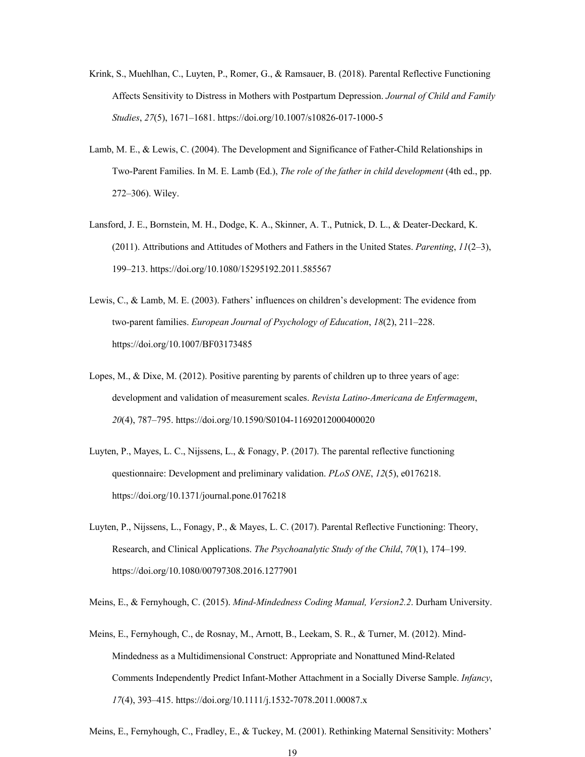Krink, S., Muehlhan, C., Luyten, P., Romer, G., & Ramsauer, B. (2018). Parental Reflective Functioning Affects Sensitivity to Distress in Mothers with Postpartum Depression. *Journal of Child and Family Studies*, *27*(5), 1671–1681. https://doi.org/10.1007/s10826-017-1000-5

Lamb, M. E., & Lewis, C. (2004). The Development and Significance of Father-Child Relationships in Two-Parent Families. In M. E. Lamb (Ed.), *The role of the father in child development* (4th ed., pp. 272–306). Wiley.

Lansford, J. E., Bornstein, M. H., Dodge, K. A., Skinner, A. T., Putnick, D. L., & Deater-Deckard, K. (2011). Attributions and Attitudes of Mothers and Fathers in the United States. *Parenting*, *11*(2–3), 199–213. https://doi.org/10.1080/15295192.2011.585567

Lewis, C., & Lamb, M. E. (2003). Fathers' influences on children's development: The evidence from two-parent families. *European Journal of Psychology of Education*, *18*(2), 211–228. https://doi.org/10.1007/BF03173485

Lopes, M., & Dixe, M. (2012). Positive parenting by parents of children up to three years of age: development and validation of measurement scales. *Revista Latino-Americana de Enfermagem*, *20*(4), 787–795. https://doi.org/10.1590/S0104-11692012000400020

Luyten, P., Mayes, L. C., Nijssens, L., & Fonagy, P. (2017). The parental reflective functioning questionnaire: Development and preliminary validation. *PLoS ONE*, *12*(5), e0176218. https://doi.org/10.1371/journal.pone.0176218

Luyten, P., Nijssens, L., Fonagy, P., & Mayes, L. C. (2017). Parental Reflective Functioning: Theory, Research, and Clinical Applications. *The Psychoanalytic Study of the Child*, *70*(1), 174–199. https://doi.org/10.1080/00797308.2016.1277901

Meins, E., & Fernyhough, C. (2015). *Mind-Mindedness Coding Manual, Version2.2*. Durham University.

Meins, E., Fernyhough, C., de Rosnay, M., Arnott, B., Leekam, S. R., & Turner, M. (2012). Mind-Mindedness as a Multidimensional Construct: Appropriate and Nonattuned Mind-Related Comments Independently Predict Infant-Mother Attachment in a Socially Diverse Sample. *Infancy*, *17*(4), 393–415. https://doi.org/10.1111/j.1532-7078.2011.00087.x

Meins, E., Fernyhough, C., Fradley, E., & Tuckey, M. (2001). Rethinking Maternal Sensitivity: Mothers'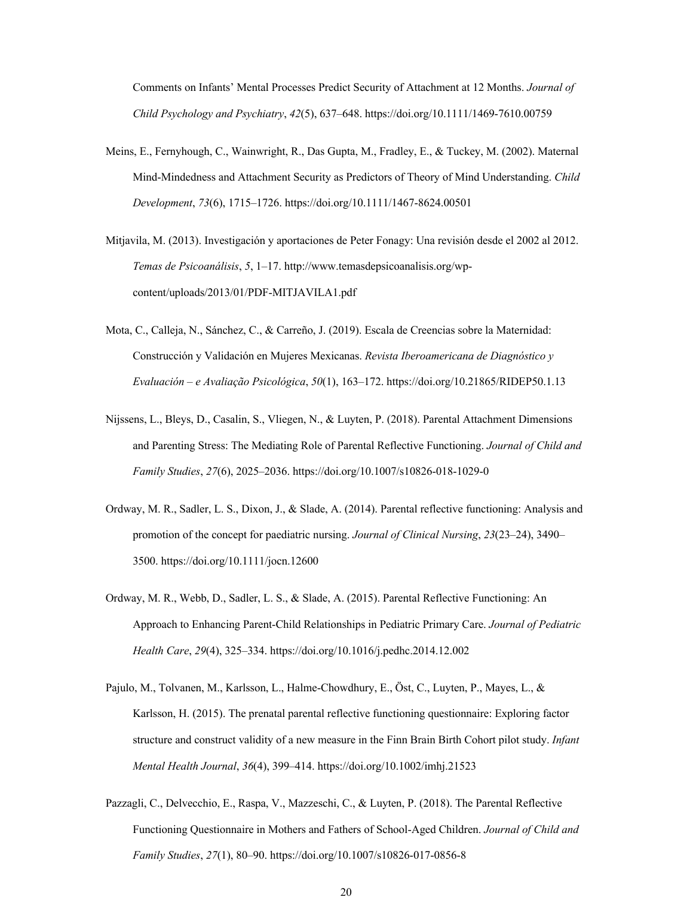Comments on Infants' Mental Processes Predict Security of Attachment at 12 Months. *Journal of Child Psychology and Psychiatry*, *42*(5), 637–648. https://doi.org/10.1111/1469-7610.00759

Meins, E., Fernyhough, C., Wainwright, R., Das Gupta, M., Fradley, E., & Tuckey, M. (2002). Maternal Mind-Mindedness and Attachment Security as Predictors of Theory of Mind Understanding. *Child Development*, *73*(6), 1715–1726. https://doi.org/10.1111/1467-8624.00501

Mitjavila, M. (2013). Investigación y aportaciones de Peter Fonagy: Una revisión desde el 2002 al 2012. *Temas de Psicoanálisis*, *5*, 1–17. http://www.temasdepsicoanalisis.org/wp-content/uploads/2013/01/PDF-MITJAVILA1.pdf

Mota, C., Calleja, N., Sánchez, C., & Carreño, J. (2019). Escala de Creencias sobre la Maternidad: Construcción y Validación en Mujeres Mexicanas. *Revista Iberoamericana de Diagnóstico y Evaluación – e Avaliação Psicológica*, *50*(1), 163–172. https://doi.org/10.21865/RIDEP50.1.13

Nijssens, L., Bleys, D., Casalin, S., Vliegen, N., & Luyten, P. (2018). Parental Attachment Dimensions and Parenting Stress: The Mediating Role of Parental Reflective Functioning. *Journal of Child and Family Studies*, *27*(6), 2025–2036. https://doi.org/10.1007/s10826-018-1029-0

Ordway, M. R., Sadler, L. S., Dixon, J., & Slade, A. (2014). Parental reflective functioning: Analysis and promotion of the concept for paediatric nursing. *Journal of Clinical Nursing*, *23*(23–24), 3490–3500. https://doi.org/10.1111/jocn.12600

Ordway, M. R., Webb, D., Sadler, L. S., & Slade, A. (2015). Parental Reflective Functioning: An Approach to Enhancing Parent-Child Relationships in Pediatric Primary Care. *Journal of Pediatric Health Care*, *29*(4), 325–334. https://doi.org/10.1016/j.pedhc.2014.12.002

Pajulo, M., Tolvanen, M., Karlsson, L., Halme-Chowdhury, E., Öst, C., Luyten, P., Mayes, L., & Karlsson, H. (2015). The prenatal parental reflective functioning questionnaire: Exploring factor structure and construct validity of a new measure in the Finn Brain Birth Cohort pilot study. *Infant Mental Health Journal*, *36*(4), 399–414. https://doi.org/10.1002/imhj.21523

Pazzagli, C., Delvecchio, E., Raspa, V., Mazzeschi, C., & Luyten, P. (2018). The Parental Reflective Functioning Questionnaire in Mothers and Fathers of School-Aged Children. *Journal of Child and Family Studies*, *27*(1), 80–90. https://doi.org/10.1007/s10826-017-0856-8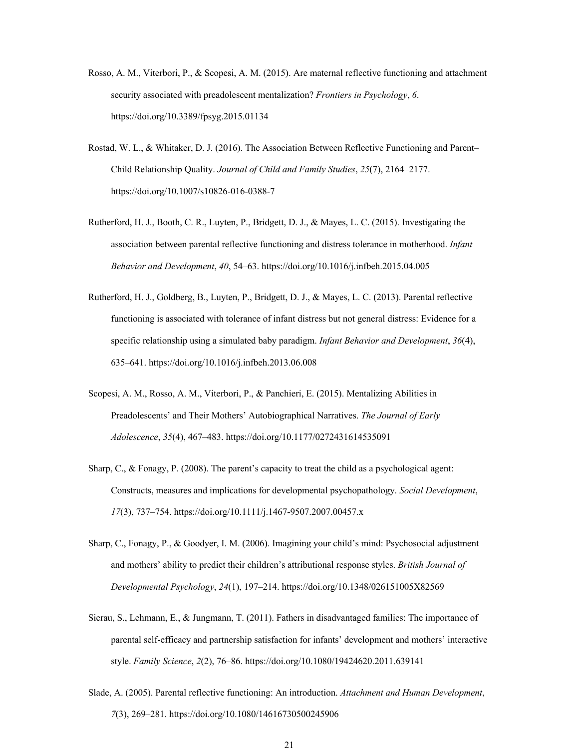Rosso, A. M., Viterbori, P., & Scopesi, A. M. (2015). Are maternal reflective functioning and attachment security associated with preadolescent mentalization? *Frontiers in Psychology*, *6*. https://doi.org/10.3389/fpsyg.2015.01134

Rostad, W. L., & Whitaker, D. J. (2016). The Association Between Reflective Functioning and Parent–Child Relationship Quality. *Journal of Child and Family Studies*, *25*(7), 2164–2177. https://doi.org/10.1007/s10826-016-0388-7

Rutherford, H. J., Booth, C. R., Luyten, P., Bridgett, D. J., & Mayes, L. C. (2015). Investigating the association between parental reflective functioning and distress tolerance in motherhood. *Infant Behavior and Development*, *40*, 54–63. https://doi.org/10.1016/j.infbeh.2015.04.005

Rutherford, H. J., Goldberg, B., Luyten, P., Bridgett, D. J., & Mayes, L. C. (2013). Parental reflective functioning is associated with tolerance of infant distress but not general distress: Evidence for a specific relationship using a simulated baby paradigm. *Infant Behavior and Development*, *36*(4), 635–641. https://doi.org/10.1016/j.infbeh.2013.06.008

Scopesi, A. M., Rosso, A. M., Viterbori, P., & Panchieri, E. (2015). Mentalizing Abilities in Preadolescents' and Their Mothers' Autobiographical Narratives. *The Journal of Early Adolescence*, *35*(4), 467–483. https://doi.org/10.1177/0272431614535091

Sharp, C., & Fonagy, P. (2008). The parent's capacity to treat the child as a psychological agent: Constructs, measures and implications for developmental psychopathology. *Social Development*, *17*(3), 737–754. https://doi.org/10.1111/j.1467-9507.2007.00457.x

Sharp, C., Fonagy, P., & Goodyer, I. M. (2006). Imagining your child's mind: Psychosocial adjustment and mothers' ability to predict their children's attributional response styles. *British Journal of Developmental Psychology*, *24*(1), 197–214. https://doi.org/10.1348/026151005X82569

Sierau, S., Lehmann, E., & Jungmann, T. (2011). Fathers in disadvantaged families: The importance of parental self-efficacy and partnership satisfaction for infants' development and mothers' interactive style. *Family Science*, *2*(2), 76–86. https://doi.org/10.1080/19424620.2011.639141

Slade, A. (2005). Parental reflective functioning: An introduction. *Attachment and Human Development*, *7*(3), 269–281. https://doi.org/10.1080/14616730500245906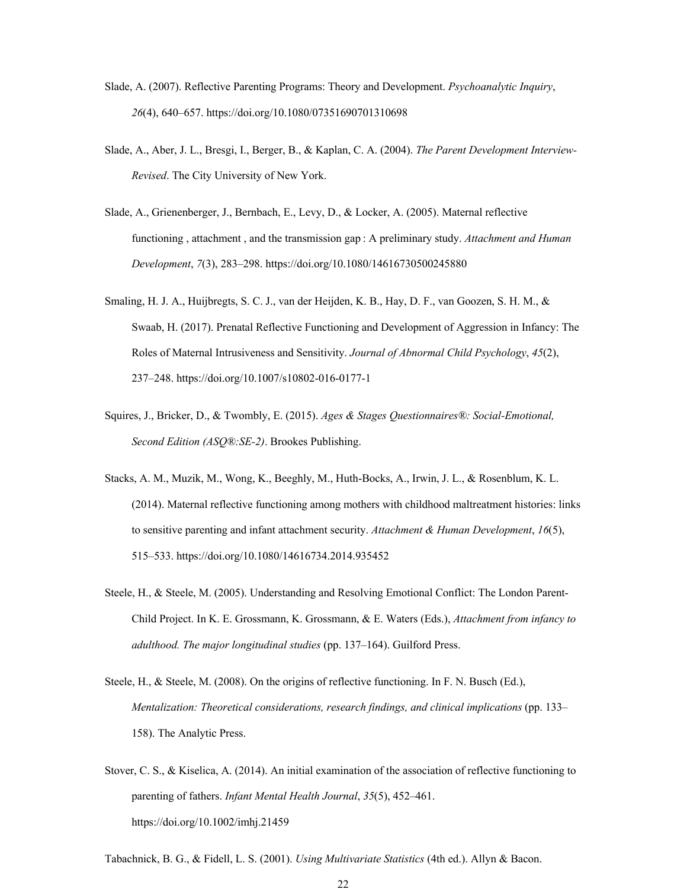Slade, A. (2007). Reflective Parenting Programs: Theory and Development. *Psychoanalytic Inquiry*, *26*(4), 640–657. https://doi.org/10.1080/07351690701310698

Slade, A., Aber, J. L., Bresgi, I., Berger, B., & Kaplan, C. A. (2004). *The Parent Development Interview-Revised*. The City University of New York.

Slade, A., Grienenberger, J., Bernbach, E., Levy, D., & Locker, A. (2005). Maternal reflective functioning , attachment , and the transmission gap : A preliminary study. *Attachment and Human Development*, *7*(3), 283–298. https://doi.org/10.1080/14616730500245880

Smaling, H. J. A., Huijbregts, S. C. J., van der Heijden, K. B., Hay, D. F., van Goozen, S. H. M., & Swaab, H. (2017). Prenatal Reflective Functioning and Development of Aggression in Infancy: The Roles of Maternal Intrusiveness and Sensitivity. *Journal of Abnormal Child Psychology*, *45*(2), 237–248. https://doi.org/10.1007/s10802-016-0177-1

Squires, J., Bricker, D., & Twombly, E. (2015). *Ages & Stages Questionnaires®: Social-Emotional, Second Edition (ASQ®:SE-2)*. Brookes Publishing.

Stacks, A. M., Muzik, M., Wong, K., Beeghly, M., Huth-Bocks, A., Irwin, J. L., & Rosenblum, K. L. (2014). Maternal reflective functioning among mothers with childhood maltreatment histories: links to sensitive parenting and infant attachment security. *Attachment & Human Development*, *16*(5), 515–533. https://doi.org/10.1080/14616734.2014.935452

Steele, H., & Steele, M. (2005). Understanding and Resolving Emotional Conflict: The London Parent-Child Project. In K. E. Grossmann, K. Grossmann, & E. Waters (Eds.), *Attachment from infancy to adulthood. The major longitudinal studies* (pp. 137–164). Guilford Press.

Steele, H., & Steele, M. (2008). On the origins of reflective functioning. In F. N. Busch (Ed.), *Mentalization: Theoretical considerations, research findings, and clinical implications* (pp. 133–158). The Analytic Press.

Stover, C. S., & Kiselica, A. (2014). An initial examination of the association of reflective functioning to parenting of fathers. *Infant Mental Health Journal*, *35*(5), 452–461. https://doi.org/10.1002/imhj.21459

Tabachnick, B. G., & Fidell, L. S. (2001). *Using Multivariate Statistics* (4th ed.). Allyn & Bacon.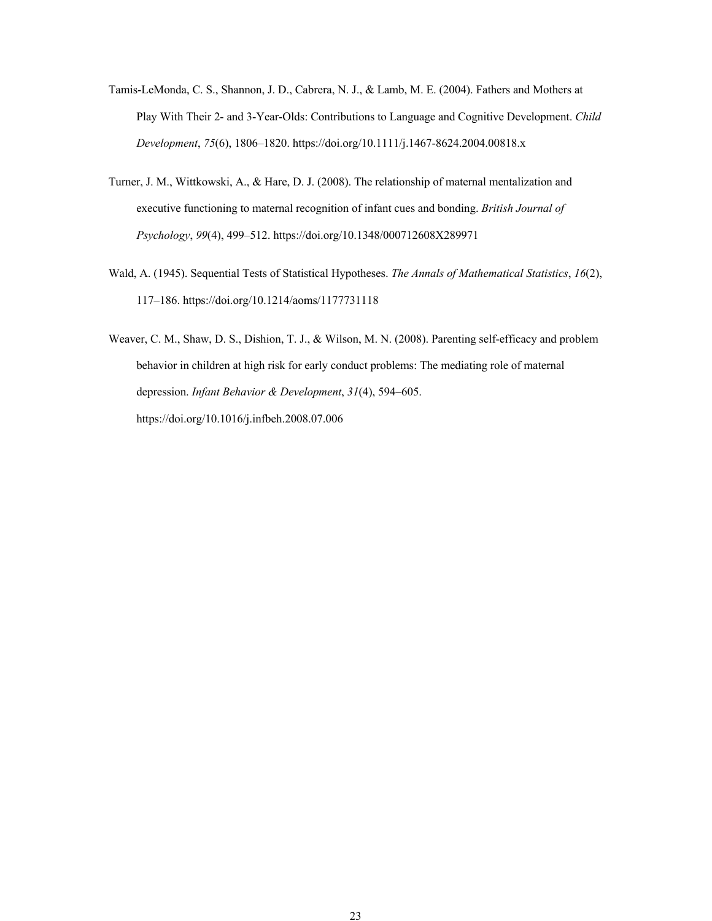Tamis-LeMonda, C. S., Shannon, J. D., Cabrera, N. J., & Lamb, M. E. (2004). Fathers and Mothers at Play With Their 2- and 3-Year-Olds: Contributions to Language and Cognitive Development. *Child Development*, *75*(6), 1806–1820. https://doi.org/10.1111/j.1467-8624.2004.00818.x

Turner, J. M., Wittkowski, A., & Hare, D. J. (2008). The relationship of maternal mentalization and executive functioning to maternal recognition of infant cues and bonding. *British Journal of Psychology*, *99*(4), 499–512. https://doi.org/10.1348/000712608X289971

Wald, A. (1945). Sequential Tests of Statistical Hypotheses. *The Annals of Mathematical Statistics*, *16*(2), 117–186. https://doi.org/10.1214/aoms/1177731118

Weaver, C. M., Shaw, D. S., Dishion, T. J., & Wilson, M. N. (2008). Parenting self-efficacy and problem behavior in children at high risk for early conduct problems: The mediating role of maternal depression. *Infant Behavior & Development*, *31*(4), 594–605. https://doi.org/10.1016/j.infbeh.2008.07.006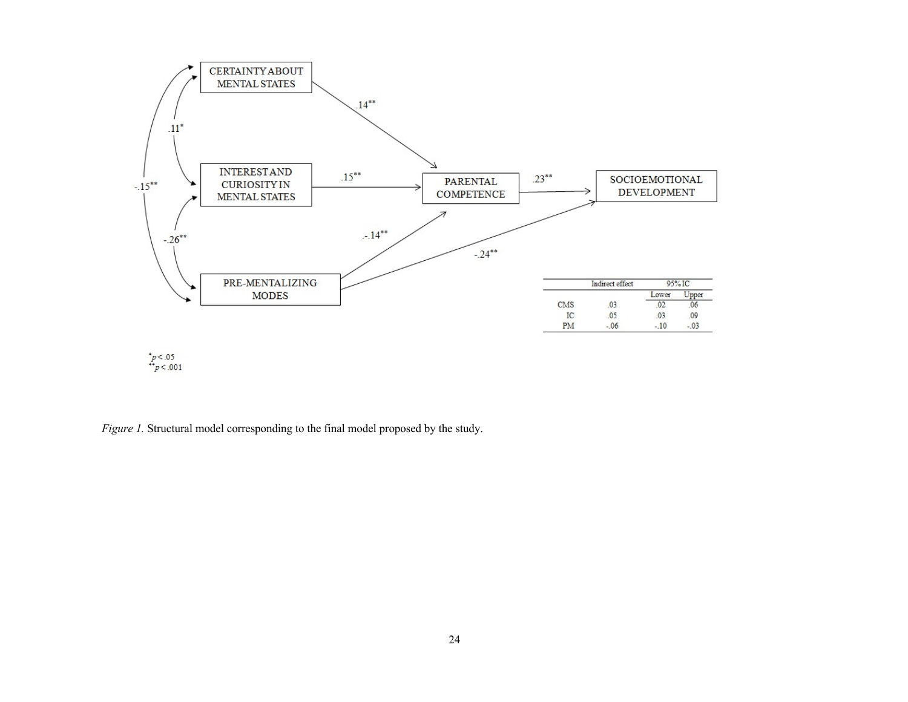| | Indirect effect | 95% IC | |
|---|---|---|---|
| | | Lower | Upper |
| CMS | .03 | .02 | .06 |
| IC | .05 | .03 | .09 |
| PM | -.06 | -.10 | -.03 |

*$p < .05$
**$p < .001$

*Figure 1.* Structural model corresponding to the final model proposed by the study.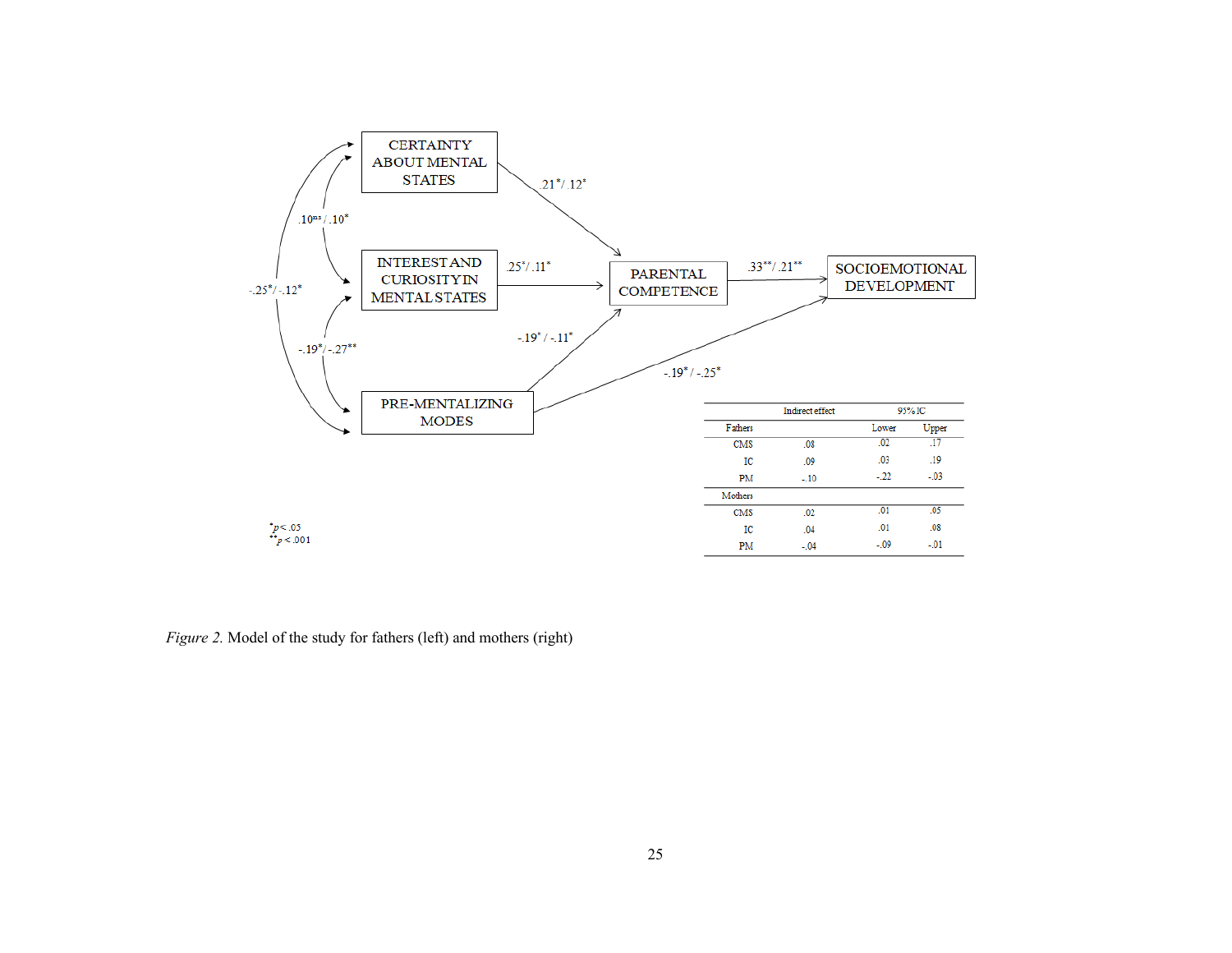CERTAINTY ABOUT MENTAL STATES

INTEREST AND CURIOSITY IN MENTAL STATES

PRE-MENTALIZING MODES

PARENTAL COMPETENCE

SOCIOEMOTIONAL DEVELOPMENT

.21*/.12*

.25*/.11*

-.19* / -.11*

.33**/.21**

-.19* / -.25*

.10ns/.10*

-.25*/-.12*

-.19*/-.27**

| | Indirect effect | 95% IC | |
|---|---|---|---|
| Fathers | | Lower | Upper |
| CMS | .08 | .02 | .17 |
| IC | .09 | .03 | .19 |
| PM | -.10 | -.22 | -.03 |
| Mothers | | | |
| CMS | .02 | .01 | .05 |
| IC | .04 | .01 | .08 |
| PM | -.04 | -.09 | -.01 |

*$p < .05$
**$p < .001$

*Figure 2.* Model of the study for fathers (left) and mothers (right)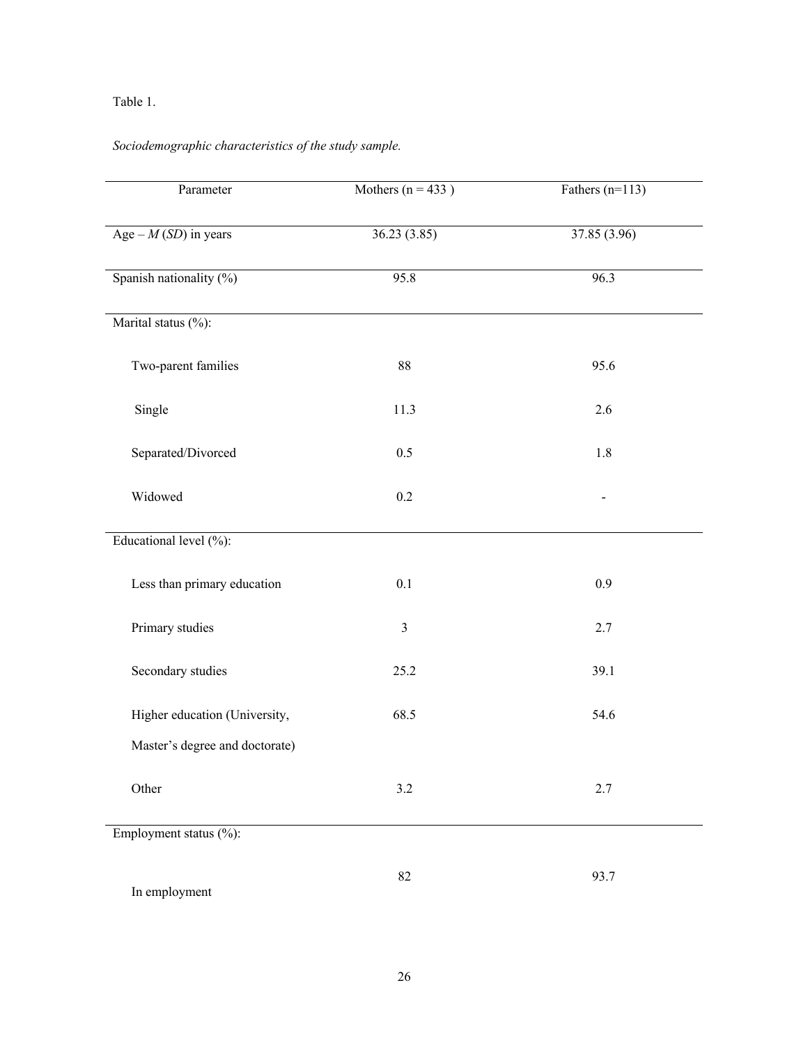Table 1.

*Sociodemographic characteristics of the study sample.*

| Parameter | Mothers (n = 433 ) | Fathers (n=113) |
|---|---|---|
| Age – *M* (*SD*) in years | 36.23 (3.85) | 37.85 (3.96) |
| Spanish nationality (%) | 95.8 | 96.3 |
| Marital status (%): | | |
| Two-parent families | 88 | 95.6 |
| Single | 11.3 | 2.6 |
| Separated/Divorced | 0.5 | 1.8 |
| Widowed | 0.2 | - |
| Educational level (%): | | |
| Less than primary education | 0.1 | 0.9 |
| Primary studies | 3 | 2.7 |
| Secondary studies | 25.2 | 39.1 |
| Higher education (University, Master's degree and doctorate) | 68.5 | 54.6 |
| Other | 3.2 | 2.7 |
| Employment status (%): | | |
| In employment | 82 | 93.7 |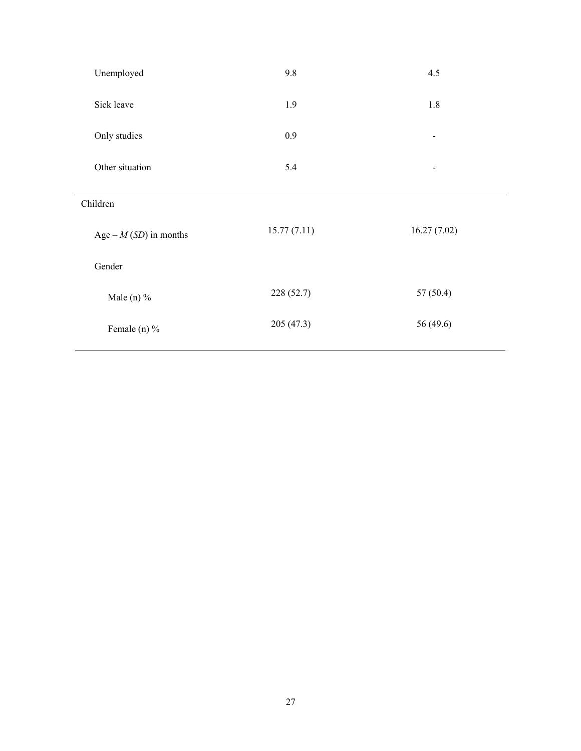| | | |
|---|---|---|
| Unemployed | 9.8 | 4.5 |
| Sick leave | 1.9 | 1.8 |
| Only studies | 0.9 | - |
| Other situation | 5.4 | - |
| Children | | |
| Age – *M* (*SD*) in months | 15.77 (7.11) | 16.27 (7.02) |
| Gender | | |
| Male (n) % | 228 (52.7) | 57 (50.4) |
| Female (n) % | 205 (47.3) | 56 (49.6) |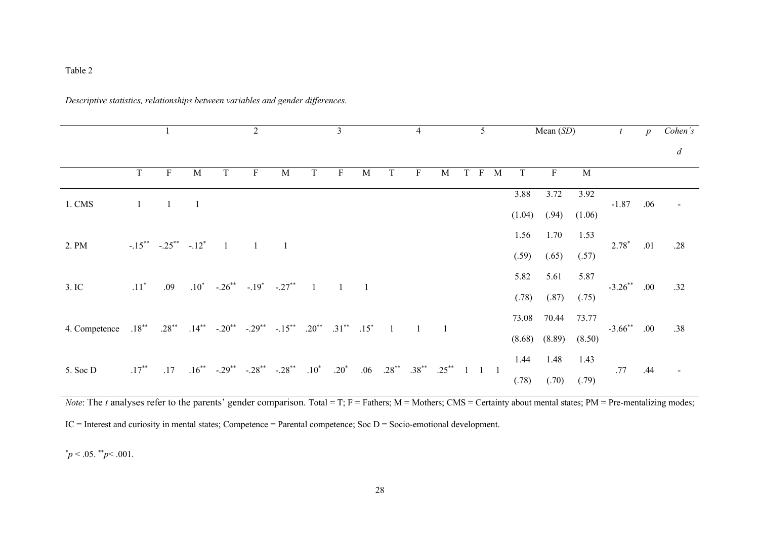Table 2

*Descriptive statistics, relationships between variables and gender differences.*

| | 1 | | | 2 | | | 3 | | | 4 | | | 5 | | | Mean (*SD*) | | | *t* | *p* | *Cohen's d* |
|---|---|---|---|---|---|---|---|---|---|---|---|---|---|---|---|---|---|---|---|---|---|
| | T | F | M | T | F | M | T | F | M | T | F | M | T | F | M | T | F | M | | | |
| 1. CMS | 1 | 1 | 1 | | | | | | | | | | | | | 3.88 (1.04) | 3.72 (.94) | 3.92 (1.06) | -1.87 | .06 | - |
| 2. PM | -.15** | -.25** | -.12* | 1 | 1 | 1 | | | | | | | | | | 1.56 (.59) | 1.70 (.65) | 1.53 (.57) | 2.78* | .01 | .28 |
| 3. IC | .11* | .09 | .10* | -.26** | -.19* | -.27** | 1 | 1 | 1 | | | | | | | 5.82 (.78) | 5.61 (.87) | 5.87 (.75) | -3.26** | .00 | .32 |
| 4. Competence | .18** | .28** | .14** | -.20** | -.29** | -.15** | .20** | .31** | .15* | 1 | 1 | 1 | | | | 73.08 (8.68) | 70.44 (8.89) | 73.77 (8.50) | -3.66** | .00 | .38 |
| 5. Soc D | .17** | .17 | .16** | -.29** | -.28** | -.28** | .10* | .20* | .06 | .28** | .38** | .25** | 1 | 1 | 1 | 1.44 (.78) | 1.48 (.70) | 1.43 (.79) | .77 | .44 | - |

*Note*: The *t* analyses refer to the parents' gender comparison. Total = T; F = Fathers; M = Mothers; CMS = Certainty about mental states; PM = Pre-mentalizing modes; IC = Interest and curiosity in mental states; Competence = Parental competence; Soc D = Socio-emotional development.

$^{*}p < .05$. $^{**}p < .001$.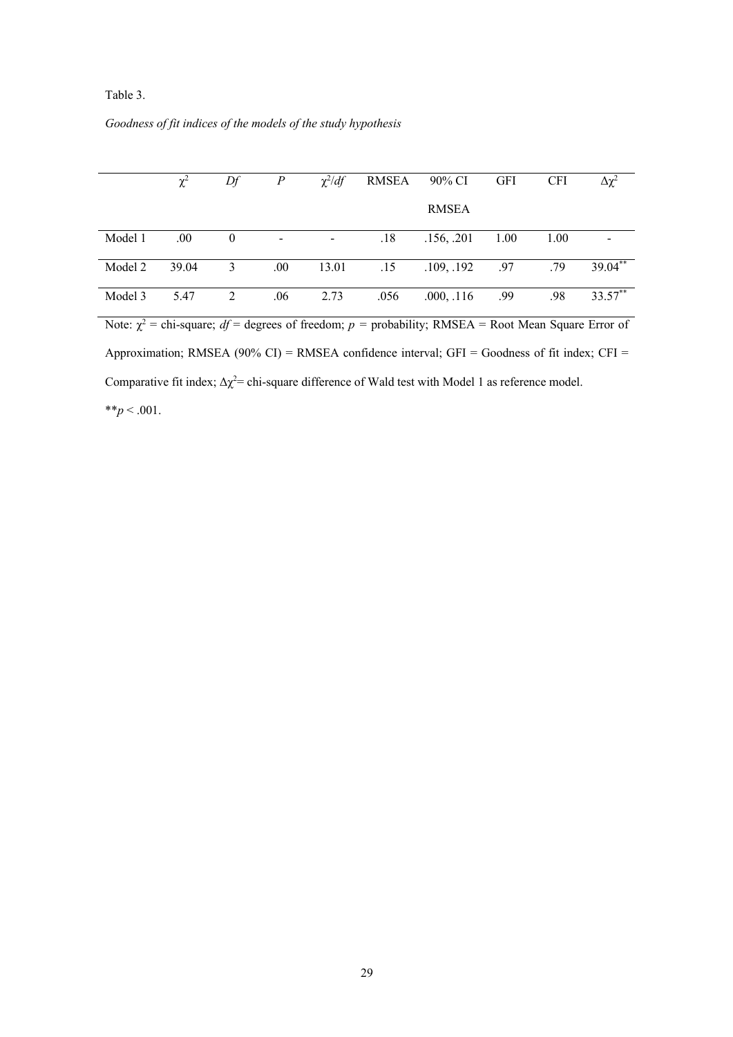Table 3.

*Goodness of fit indices of the models of the study hypothesis*

| | $\chi^2$ | *Df* | *P* | $\chi^2/df$ | RMSEA | 90% CI RMSEA | GFI | CFI | $\Delta\chi^2$ |
|---|---|---|---|---|---|---|---|---|---|
| Model 1 | .00 | 0 | - | - | .18 | .156, .201 | 1.00 | 1.00 | - |
| Model 2 | 39.04 | 3 | .00 | 13.01 | .15 | .109, .192 | .97 | .79 | $39.04^{**}$ |
| Model 3 | 5.47 | 2 | .06 | 2.73 | .056 | .000, .116 | .99 | .98 | $33.57^{**}$ |

Note: $\chi^2$ = chi-square; *df* = degrees of freedom; *p* = probability; RMSEA = Root Mean Square Error of Approximation; RMSEA (90% CI) = RMSEA confidence interval; GFI = Goodness of fit index; CFI = Comparative fit index; $\Delta\chi^2$= chi-square difference of Wald test with Model 1 as reference model.

$^{**}p < .001$.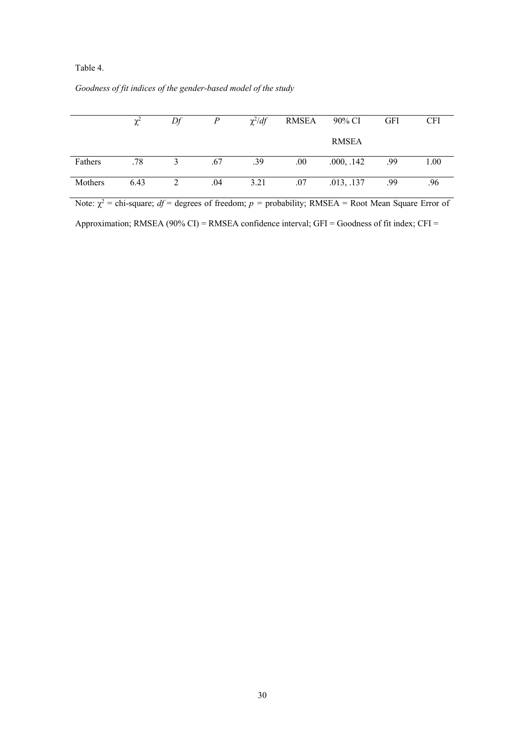Table 4.

*Goodness of fit indices of the gender-based model of the study*

| | $\chi^2$ | *Df* | *P* | $\chi^2/df$ | RMSEA | 90% CI RMSEA | GFI | CFI |
|---|---|---|---|---|---|---|---|---|
| Fathers | .78 | 3 | .67 | .39 | .00 | .000, .142 | .99 | 1.00 |
| Mothers | 6.43 | 2 | .04 | 3.21 | .07 | .013, .137 | .99 | .96 |

Note: $\chi^2$ = chi-square; *df* = degrees of freedom; *p* = probability; RMSEA = Root Mean Square Error of Approximation; RMSEA (90% CI) = RMSEA confidence interval; GFI = Goodness of fit index; CFI =